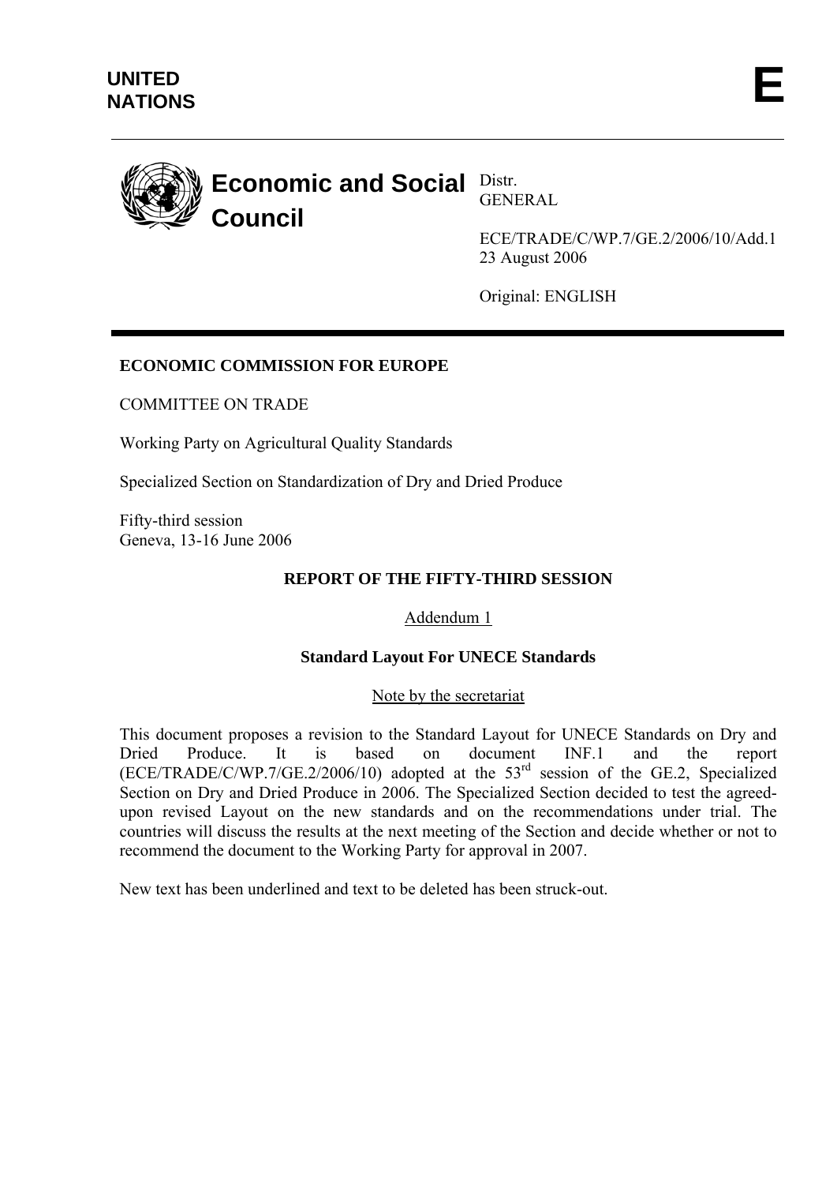UNITED NATIONS

**E**

# Economic and Social Council

Distr.
GENERAL

ECE/TRADE/C/WP.7/GE.2/2006/10/Add.1
23 August 2006

Original: ENGLISH

**ECONOMIC COMMISSION FOR EUROPE**

COMMITTEE ON TRADE

Working Party on Agricultural Quality Standards

Specialized Section on Standardization of Dry and Dried Produce

Fifty-third session
Geneva, 13-16 June 2006

## REPORT OF THE FIFTY-THIRD SESSION

Addendum 1

**Standard Layout For UNECE Standards**

Note by the secretariat

This document proposes a revision to the Standard Layout for UNECE Standards on Dry and Dried Produce. It is based on document INF.1 and the report (ECE/TRADE/C/WP.7/GE.2/2006/10) adopted at the 53rd session of the GE.2, Specialized Section on Dry and Dried Produce in 2006. The Specialized Section decided to test the agreed-upon revised Layout on the new standards and on the recommendations under trial. The countries will discuss the results at the next meeting of the Section and decide whether or not to recommend the document to the Working Party for approval in 2007.

New text has been underlined and text to be deleted has been struck-out.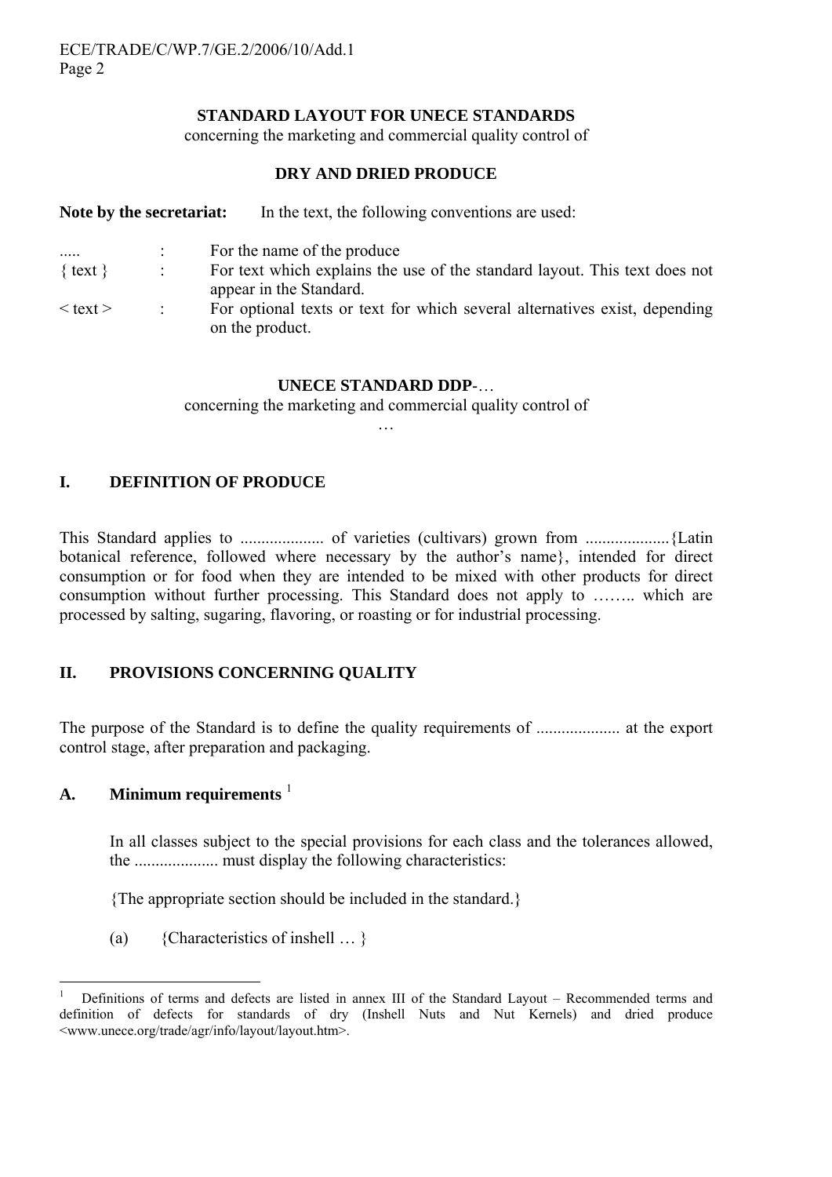**STANDARD LAYOUT FOR UNECE STANDARDS**

concerning the marketing and commercial quality control of

**DRY AND DRIED PRODUCE**

**Note by the secretariat:** In the text, the following conventions are used:

| | | |
|---|---|---|
| ..... | : | For the name of the produce |
| { text } | : | For text which explains the use of the standard layout. This text does not appear in the Standard. |
| < text > | : | For optional texts or text for which several alternatives exist, depending on the product. |

**UNECE STANDARD DDP-…**

concerning the marketing and commercial quality control of

…

## I. DEFINITION OF PRODUCE

This Standard applies to .................... of varieties (cultivars) grown from ....................{Latin botanical reference, followed where necessary by the author's name}, intended for direct consumption or for food when they are intended to be mixed with other products for direct consumption without further processing. This Standard does not apply to …….. which are processed by salting, sugaring, flavoring, or roasting or for industrial processing.

## II. PROVISIONS CONCERNING QUALITY

The purpose of the Standard is to define the quality requirements of .................... at the export control stage, after preparation and packaging.

### A. Minimum requirements [1]

In all classes subject to the special provisions for each class and the tolerances allowed, the .................... must display the following characteristics:

{The appropriate section should be included in the standard.}

(a) {Characteristics of inshell … }

---

[1] Definitions of terms and defects are listed in annex III of the Standard Layout – Recommended terms and definition of defects for standards of dry (Inshell Nuts and Nut Kernels) and dried produce <www.unece.org/trade/agr/info/layout/layout.htm>.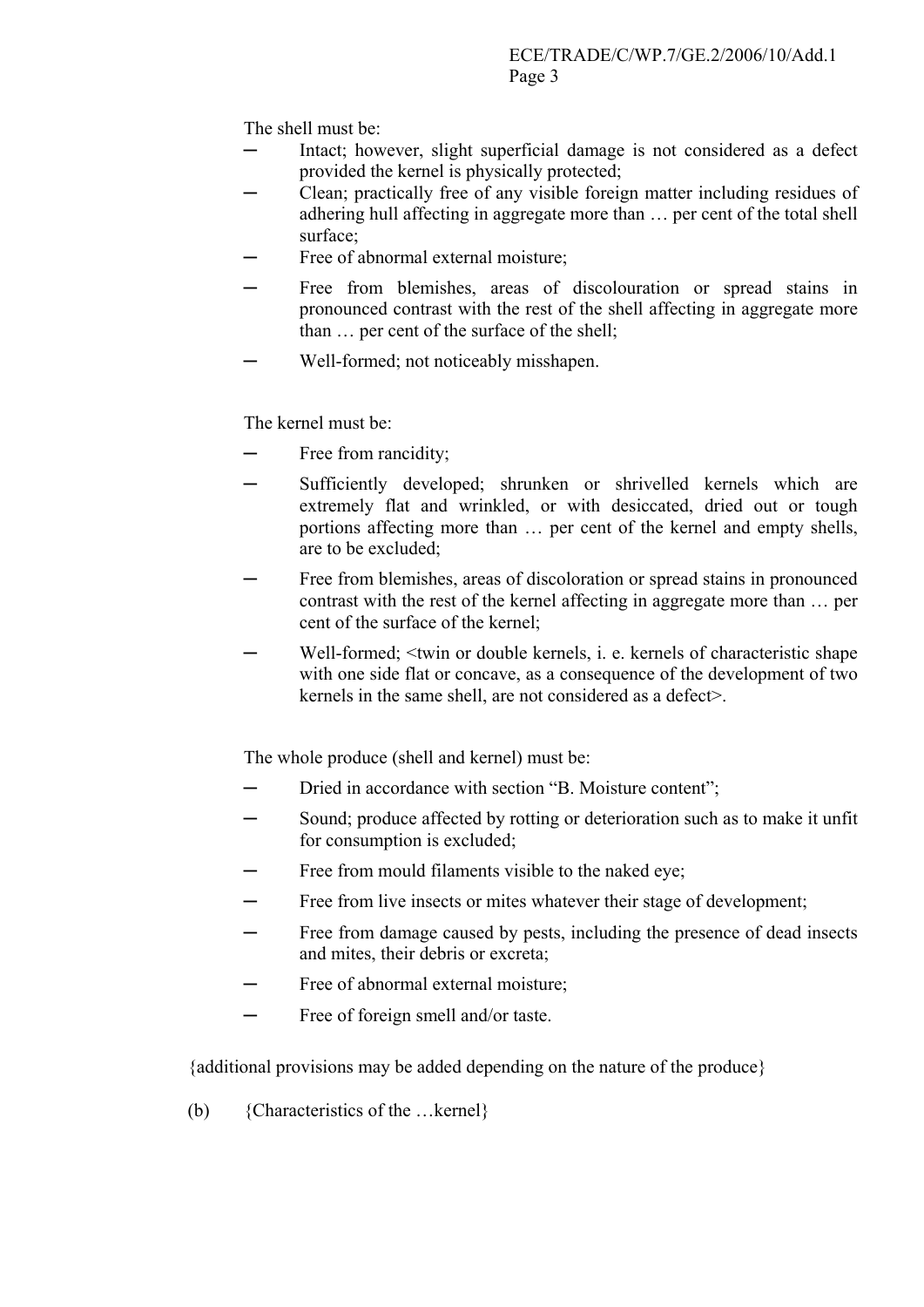The shell must be:

- Intact; however, slight superficial damage is not considered as a defect provided the kernel is physically protected;
- Clean; practically free of any visible foreign matter including residues of adhering hull affecting in aggregate more than … per cent of the total shell surface;
- Free of abnormal external moisture;
- Free from blemishes, areas of discolouration or spread stains in pronounced contrast with the rest of the shell affecting in aggregate more than … per cent of the surface of the shell;
- Well-formed; not noticeably misshapen.

The kernel must be:

- Free from rancidity;
- Sufficiently developed; shrunken or shrivelled kernels which are extremely flat and wrinkled, or with desiccated, dried out or tough portions affecting more than … per cent of the kernel and empty shells, are to be excluded;
- Free from blemishes, areas of discoloration or spread stains in pronounced contrast with the rest of the kernel affecting in aggregate more than … per cent of the surface of the kernel;
- Well-formed; <twin or double kernels, i. e. kernels of characteristic shape with one side flat or concave, as a consequence of the development of two kernels in the same shell, are not considered as a defect>.

The whole produce (shell and kernel) must be:

- Dried in accordance with section "B. Moisture content";
- Sound; produce affected by rotting or deterioration such as to make it unfit for consumption is excluded;
- Free from mould filaments visible to the naked eye;
- Free from live insects or mites whatever their stage of development;
- Free from damage caused by pests, including the presence of dead insects and mites, their debris or excreta;
- Free of abnormal external moisture;
- Free of foreign smell and/or taste.

{additional provisions may be added depending on the nature of the produce}

(b) {Characteristics of the …kernel}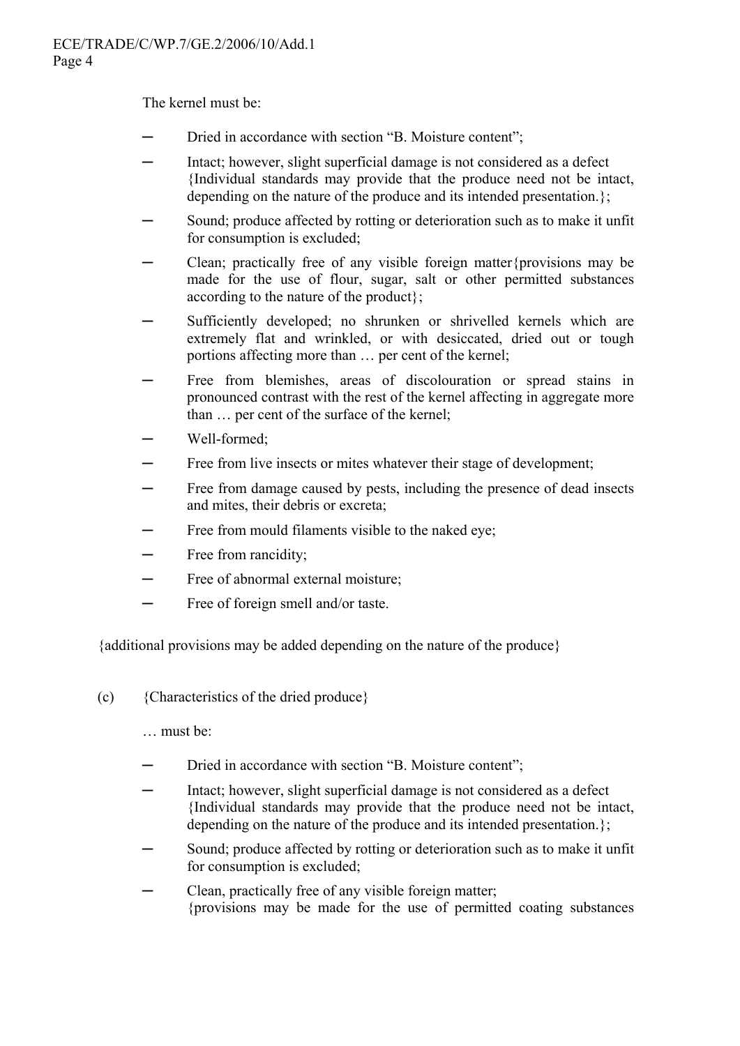The kernel must be:

- Dried in accordance with section "B. Moisture content";
- Intact; however, slight superficial damage is not considered as a defect {Individual standards may provide that the produce need not be intact, depending on the nature of the produce and its intended presentation.};
- Sound; produce affected by rotting or deterioration such as to make it unfit for consumption is excluded;
- Clean; practically free of any visible foreign matter{provisions may be made for the use of flour, sugar, salt or other permitted substances according to the nature of the product};
- Sufficiently developed; no shrunken or shrivelled kernels which are extremely flat and wrinkled, or with desiccated, dried out or tough portions affecting more than … per cent of the kernel;
- Free from blemishes, areas of discolouration or spread stains in pronounced contrast with the rest of the kernel affecting in aggregate more than … per cent of the surface of the kernel;
- Well-formed;
- Free from live insects or mites whatever their stage of development;
- Free from damage caused by pests, including the presence of dead insects and mites, their debris or excreta;
- Free from mould filaments visible to the naked eye;
- Free from rancidity;
- Free of abnormal external moisture;
- Free of foreign smell and/or taste.

{additional provisions may be added depending on the nature of the produce}

(c) {Characteristics of the dried produce}

… must be:

- Dried in accordance with section "B. Moisture content";
- Intact; however, slight superficial damage is not considered as a defect {Individual standards may provide that the produce need not be intact, depending on the nature of the produce and its intended presentation.};
- Sound; produce affected by rotting or deterioration such as to make it unfit for consumption is excluded;
- Clean, practically free of any visible foreign matter; {provisions may be made for the use of permitted coating substances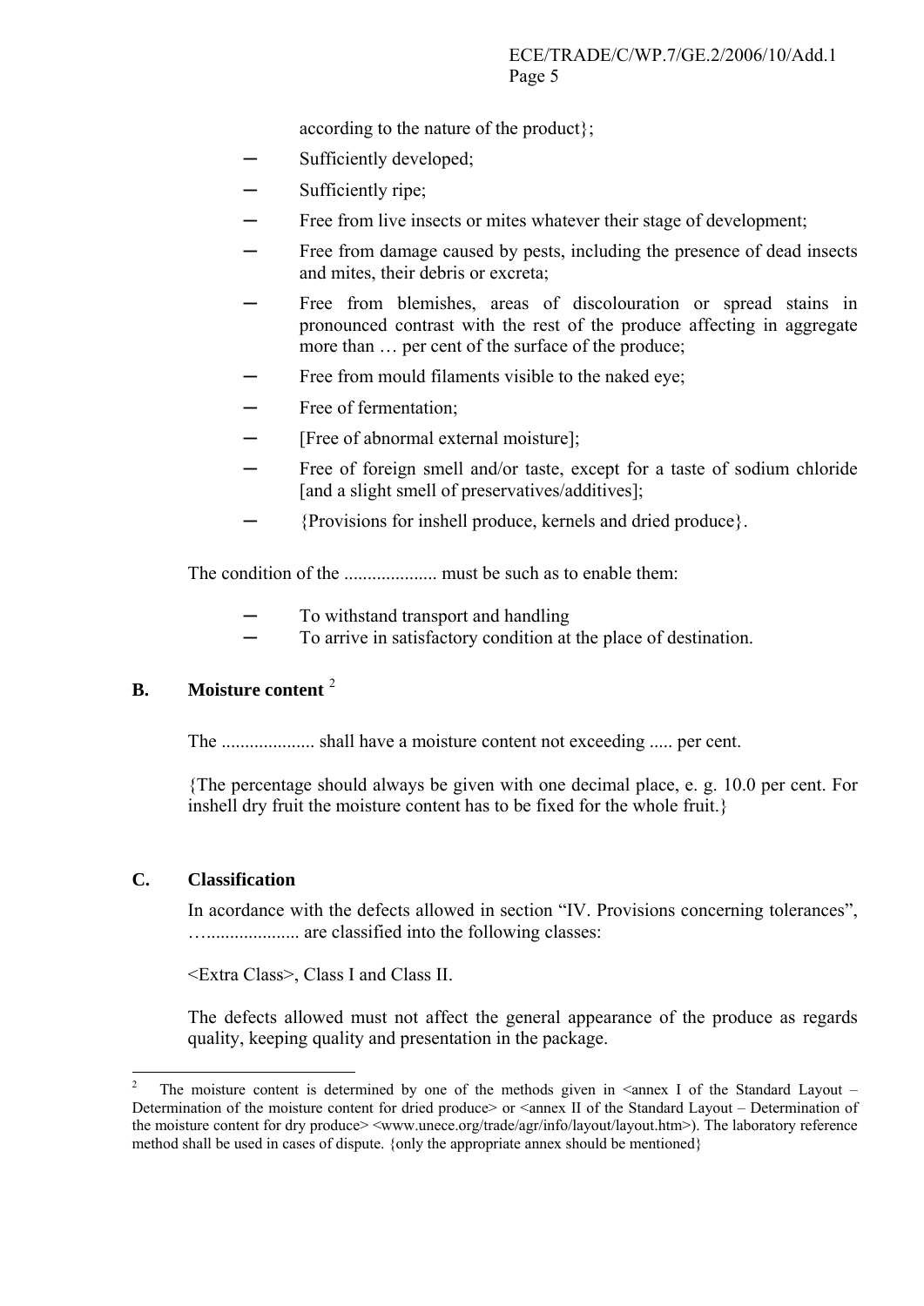according to the nature of the product};

- Sufficiently developed;
- Sufficiently ripe;
- Free from live insects or mites whatever their stage of development;
- Free from damage caused by pests, including the presence of dead insects and mites, their debris or excreta;
- Free from blemishes, areas of discolouration or spread stains in pronounced contrast with the rest of the produce affecting in aggregate more than … per cent of the surface of the produce;
- Free from mould filaments visible to the naked eye;
- Free of fermentation;
- [Free of abnormal external moisture];
- Free of foreign smell and/or taste, except for a taste of sodium chloride [and a slight smell of preservatives/additives];
- {Provisions for inshell produce, kernels and dried produce}.

The condition of the .................... must be such as to enable them:

- To withstand transport and handling
- To arrive in satisfactory condition at the place of destination.

## B. Moisture content [2]

The .................... shall have a moisture content not exceeding ..... per cent.

{The percentage should always be given with one decimal place, e. g. 10.0 per cent. For inshell dry fruit the moisture content has to be fixed for the whole fruit.}

## C. Classification

In acordance with the defects allowed in section "IV. Provisions concerning tolerances", …................... are classified into the following classes:

<Extra Class>, Class I and Class II.

The defects allowed must not affect the general appearance of the produce as regards quality, keeping quality and presentation in the package.

---

[2] The moisture content is determined by one of the methods given in <annex I of the Standard Layout – Determination of the moisture content for dried produce> or <annex II of the Standard Layout – Determination of the moisture content for dry produce> <www.unece.org/trade/agr/info/layout/layout.htm>). The laboratory reference method shall be used in cases of dispute. {only the appropriate annex should be mentioned}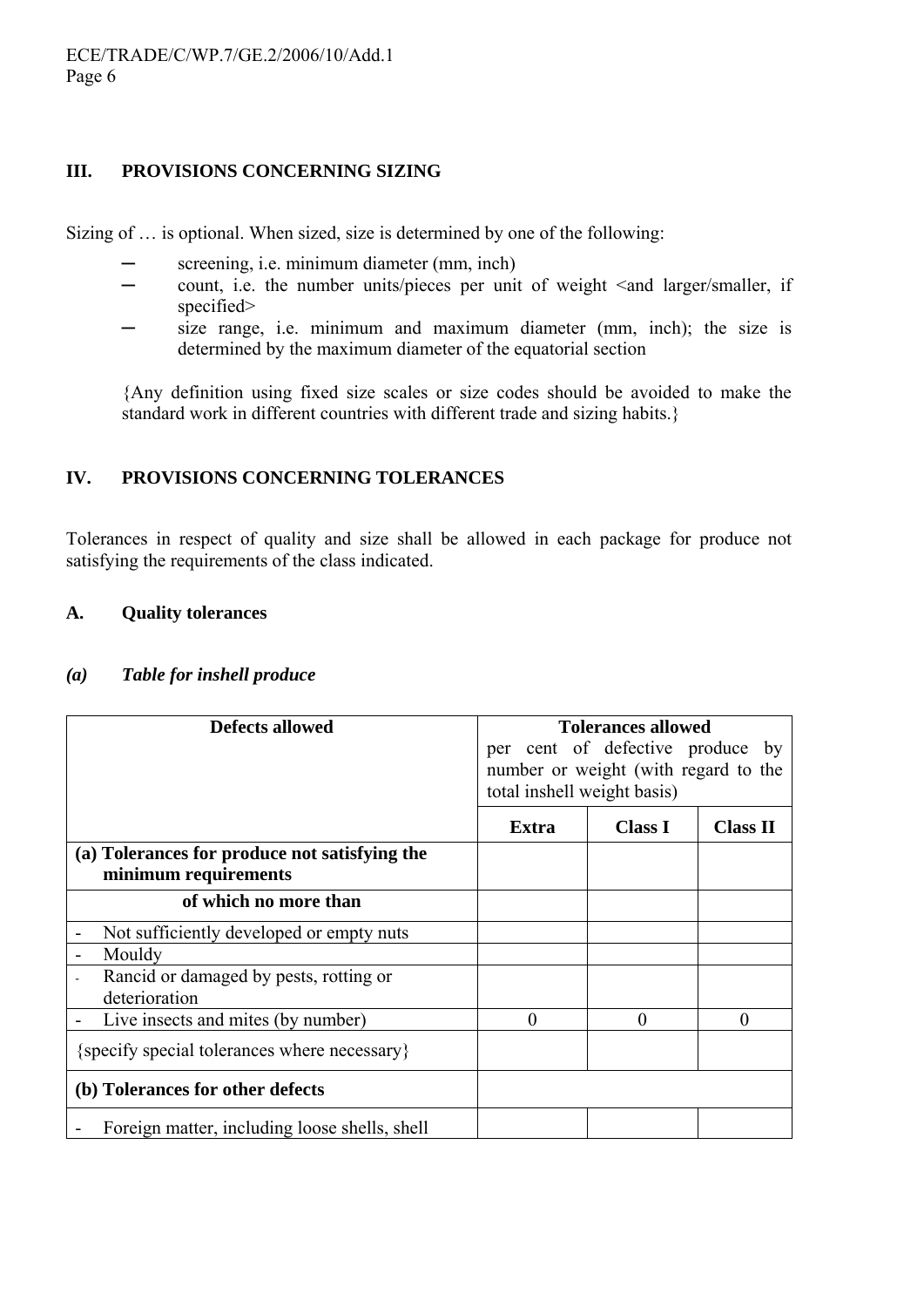## III. PROVISIONS CONCERNING SIZING

Sizing of … is optional. When sized, size is determined by one of the following:

- screening, i.e. minimum diameter (mm, inch)
- count, i.e. the number units/pieces per unit of weight <and larger/smaller, if specified>
- size range, i.e. minimum and maximum diameter (mm, inch); the size is determined by the maximum diameter of the equatorial section

{Any definition using fixed size scales or size codes should be avoided to make the standard work in different countries with different trade and sizing habits.}

## IV. PROVISIONS CONCERNING TOLERANCES

Tolerances in respect of quality and size shall be allowed in each package for produce not satisfying the requirements of the class indicated.

### A. Quality tolerances

#### *(a) Table for inshell produce*

| Defects allowed | Tolerances allowed per cent of defective produce by number or weight (with regard to the total inshell weight basis) | | |
|---|---|---|---|
| | **Extra** | **Class I** | **Class II** |
| **(a) Tolerances for produce not satisfying the minimum requirements** | | | |
| **of which no more than** | | | |
| - Not sufficiently developed or empty nuts | | | |
| - Mouldy | | | |
| - Rancid or damaged by pests, rotting or deterioration | | | |
| - Live insects and mites (by number) | 0 | 0 | 0 |
| {specify special tolerances where necessary} | | | |
| **(b) Tolerances for other defects** | | | |
| - Foreign matter, including loose shells, shell | | | |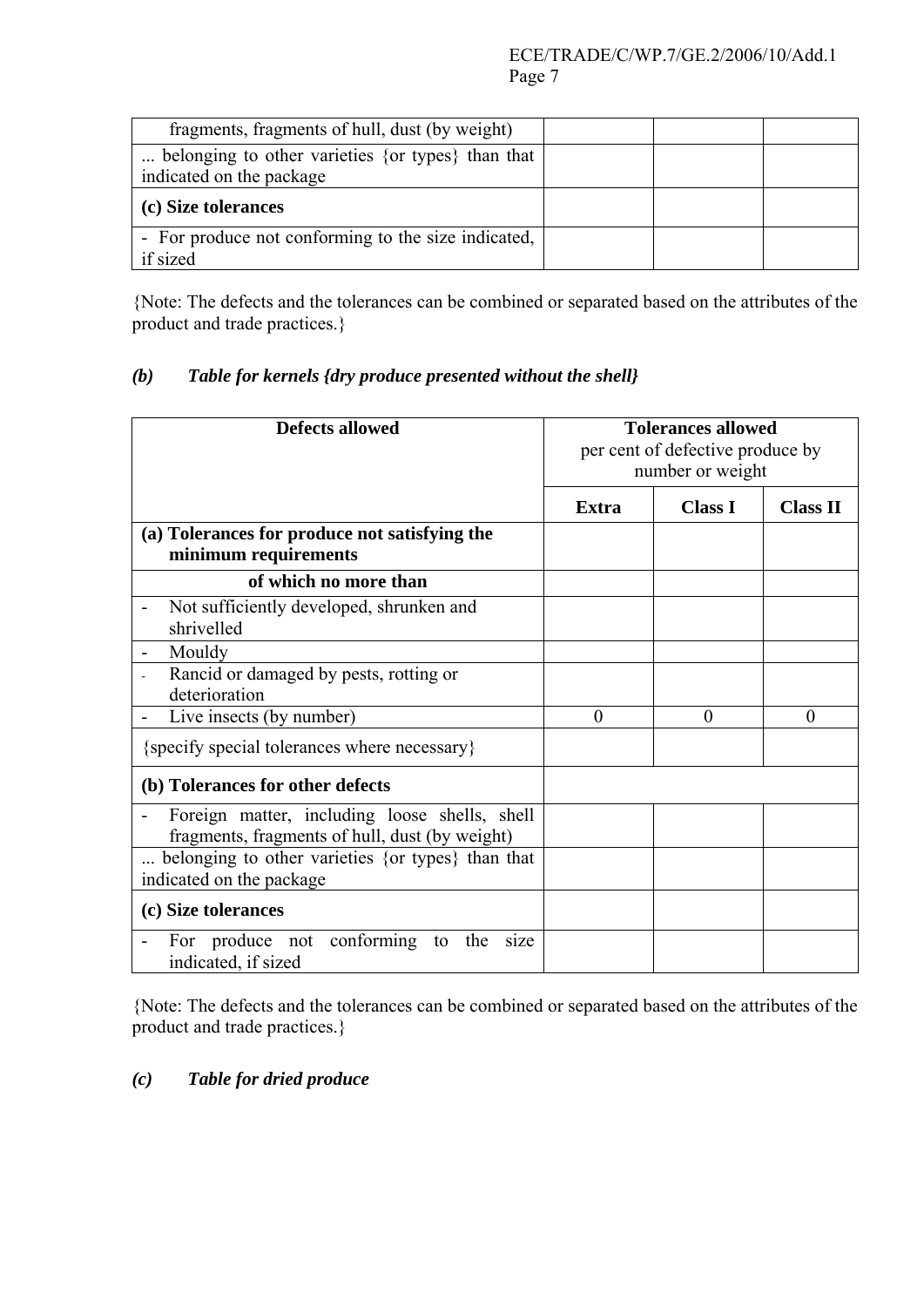| | | | |
|---|---|---|---|
| fragments, fragments of hull, dust (by weight) | | | |
| ... belonging to other varieties {or types} than that indicated on the package | | | |
| **(c) Size tolerances** | | | |
| - For produce not conforming to the size indicated, if sized | | | |

{Note: The defects and the tolerances can be combined or separated based on the attributes of the product and trade practices.}

### *(b) Table for kernels {dry produce presented without the shell}*

| **Defects allowed** | **Tolerances allowed** per cent of defective produce by number or weight | | |
|---|---|---|---|
| | **Extra** | **Class I** | **Class II** |
| **(a) Tolerances for produce not satisfying the minimum requirements** | | | |
| **of which no more than** | | | |
| - Not sufficiently developed, shrunken and shrivelled | | | |
| - Mouldy | | | |
| - Rancid or damaged by pests, rotting or deterioration | | | |
| - Live insects (by number) | 0 | 0 | 0 |
| {specify special tolerances where necessary} | | | |
| **(b) Tolerances for other defects** | | | |
| - Foreign matter, including loose shells, shell fragments, fragments of hull, dust (by weight) | | | |
| ... belonging to other varieties {or types} than that indicated on the package | | | |
| **(c) Size tolerances** | | | |
| - For produce not conforming to the size indicated, if sized | | | |

{Note: The defects and the tolerances can be combined or separated based on the attributes of the product and trade practices.}

### *(c) Table for dried produce*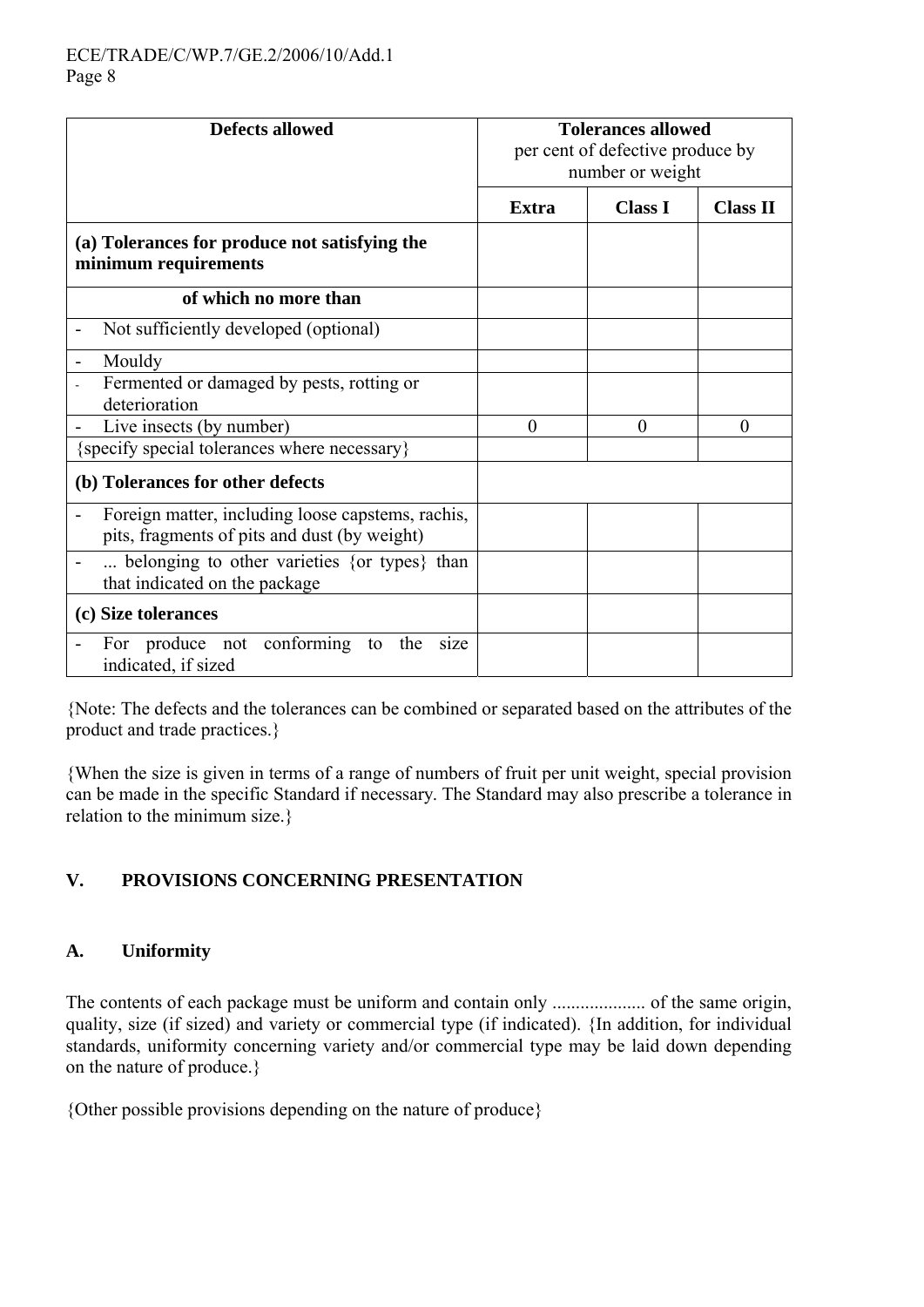| Defects allowed | Tolerances allowed per cent of defective produce by number or weight | | |
|---|---|---|---|
| | **Extra** | **Class I** | **Class II** |
| **(a) Tolerances for produce not satisfying the minimum requirements** | | | |
| **of which no more than** | | | |
| - Not sufficiently developed (optional) | | | |
| - Mouldy | | | |
| - Fermented or damaged by pests, rotting or deterioration | | | |
| - Live insects (by number) | 0 | 0 | 0 |
| {specify special tolerances where necessary} | | | |
| **(b) Tolerances for other defects** | | | |
| - Foreign matter, including loose capstems, rachis, pits, fragments of pits and dust (by weight) | | | |
| - ... belonging to other varieties {or types} than that indicated on the package | | | |
| **(c) Size tolerances** | | | |
| - For produce not conforming to the size indicated, if sized | | | |

{Note: The defects and the tolerances can be combined or separated based on the attributes of the product and trade practices.}

{When the size is given in terms of a range of numbers of fruit per unit weight, special provision can be made in the specific Standard if necessary. The Standard may also prescribe a tolerance in relation to the minimum size.}

## V. PROVISIONS CONCERNING PRESENTATION

### A. Uniformity

The contents of each package must be uniform and contain only .................... of the same origin, quality, size (if sized) and variety or commercial type (if indicated). {In addition, for individual standards, uniformity concerning variety and/or commercial type may be laid down depending on the nature of produce.}

{Other possible provisions depending on the nature of produce}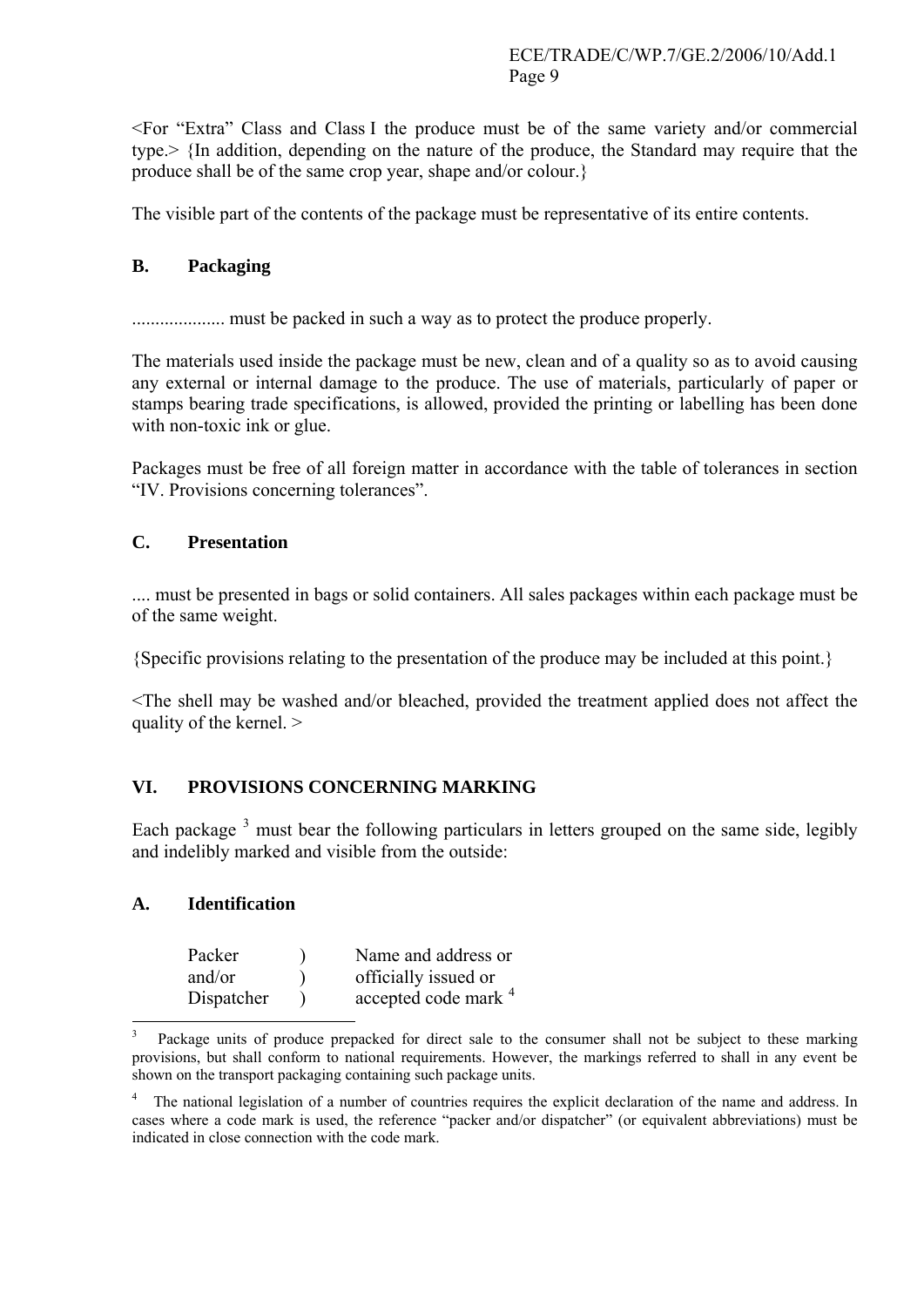<For "Extra" Class and Class I the produce must be of the same variety and/or commercial type.> {In addition, depending on the nature of the produce, the Standard may require that the produce shall be of the same crop year, shape and/or colour.}

The visible part of the contents of the package must be representative of its entire contents.

## B. Packaging

.................... must be packed in such a way as to protect the produce properly.

The materials used inside the package must be new, clean and of a quality so as to avoid causing any external or internal damage to the produce. The use of materials, particularly of paper or stamps bearing trade specifications, is allowed, provided the printing or labelling has been done with non-toxic ink or glue.

Packages must be free of all foreign matter in accordance with the table of tolerances in section "IV. Provisions concerning tolerances".

## C. Presentation

.... must be presented in bags or solid containers. All sales packages within each package must be of the same weight.

{Specific provisions relating to the presentation of the produce may be included at this point.}

<The shell may be washed and/or bleached, provided the treatment applied does not affect the quality of the kernel. >

# VI. PROVISIONS CONCERNING MARKING

Each package [3] must bear the following particulars in letters grouped on the same side, legibly and indelibly marked and visible from the outside:

## A. Identification

| | | |
|---|---|---|
| Packer | ) | Name and address or |
| and/or | ) | officially issued or |
| Dispatcher | ) | accepted code mark [4] |

[3] Package units of produce prepacked for direct sale to the consumer shall not be subject to these marking provisions, but shall conform to national requirements. However, the markings referred to shall in any event be shown on the transport packaging containing such package units.

[4] The national legislation of a number of countries requires the explicit declaration of the name and address. In cases where a code mark is used, the reference "packer and/or dispatcher" (or equivalent abbreviations) must be indicated in close connection with the code mark.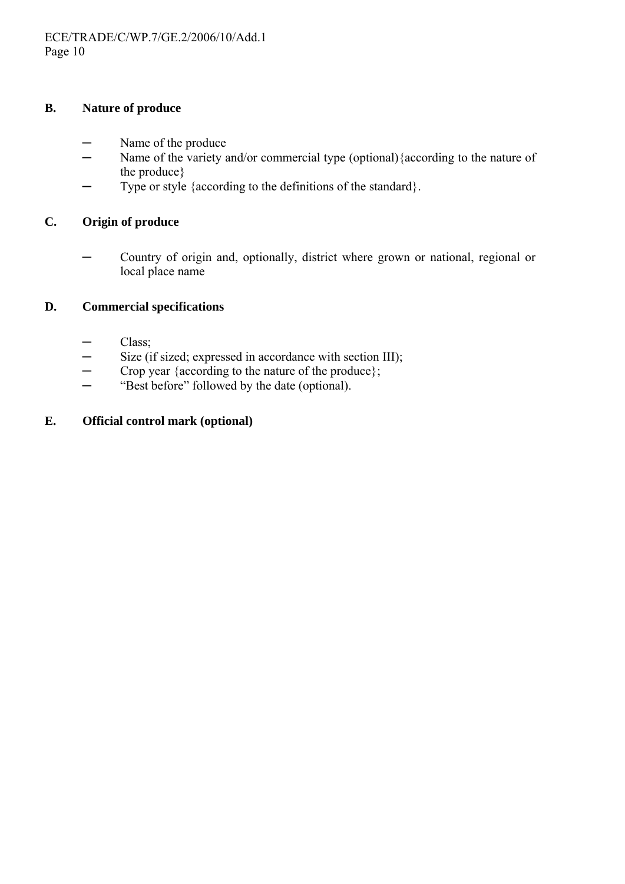### B. Nature of produce

- Name of the produce
- Name of the variety and/or commercial type (optional){according to the nature of the produce}
- Type or style {according to the definitions of the standard}.

### C. Origin of produce

- Country of origin and, optionally, district where grown or national, regional or local place name

### D. Commercial specifications

- Class;
- Size (if sized; expressed in accordance with section III);
- Crop year {according to the nature of the produce};
- "Best before" followed by the date (optional).

### E. Official control mark (optional)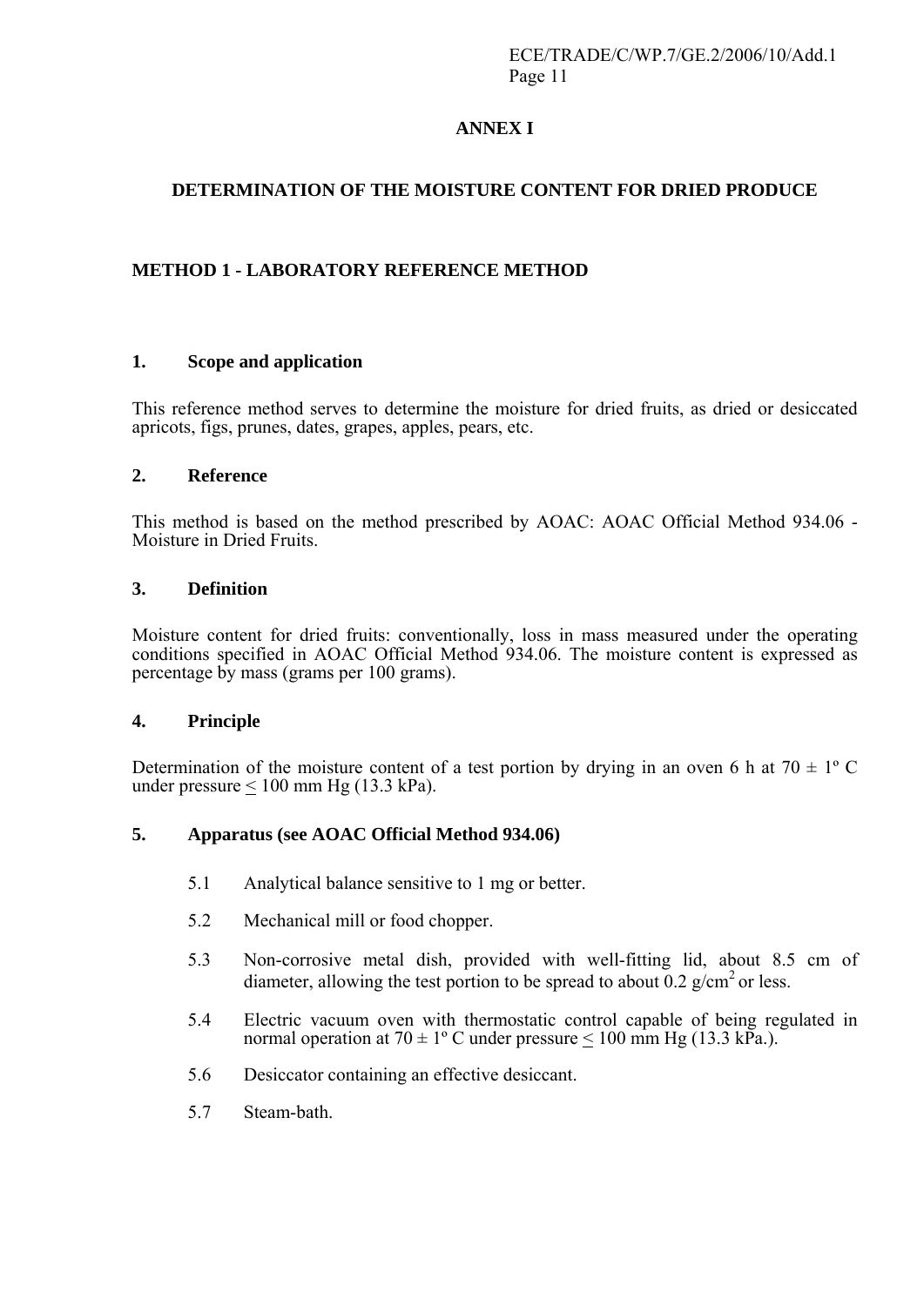## ANNEX I

## DETERMINATION OF THE MOISTURE CONTENT FOR DRIED PRODUCE

### METHOD 1 - LABORATORY REFERENCE METHOD

#### 1. Scope and application

This reference method serves to determine the moisture for dried fruits, as dried or desiccated apricots, figs, prunes, dates, grapes, apples, pears, etc.

#### 2. Reference

This method is based on the method prescribed by AOAC: AOAC Official Method 934.06 - Moisture in Dried Fruits.

#### 3. Definition

Moisture content for dried fruits: conventionally, loss in mass measured under the operating conditions specified in AOAC Official Method 934.06. The moisture content is expressed as percentage by mass (grams per 100 grams).

#### 4. Principle

Determination of the moisture content of a test portion by drying in an oven 6 h at 70 ± 1º C under pressure $\leq$ 100 mm Hg (13.3 kPa).

#### 5. Apparatus (see AOAC Official Method 934.06)

5.1 Analytical balance sensitive to 1 mg or better.

5.2 Mechanical mill or food chopper.

5.3 Non-corrosive metal dish, provided with well-fitting lid, about 8.5 cm of diameter, allowing the test portion to be spread to about 0.2 g/cm$^2$ or less.

5.4 Electric vacuum oven with thermostatic control capable of being regulated in normal operation at 70 ± 1º C under pressure $\leq$ 100 mm Hg (13.3 kPa.).

5.6 Desiccator containing an effective desiccant.

5.7 Steam-bath.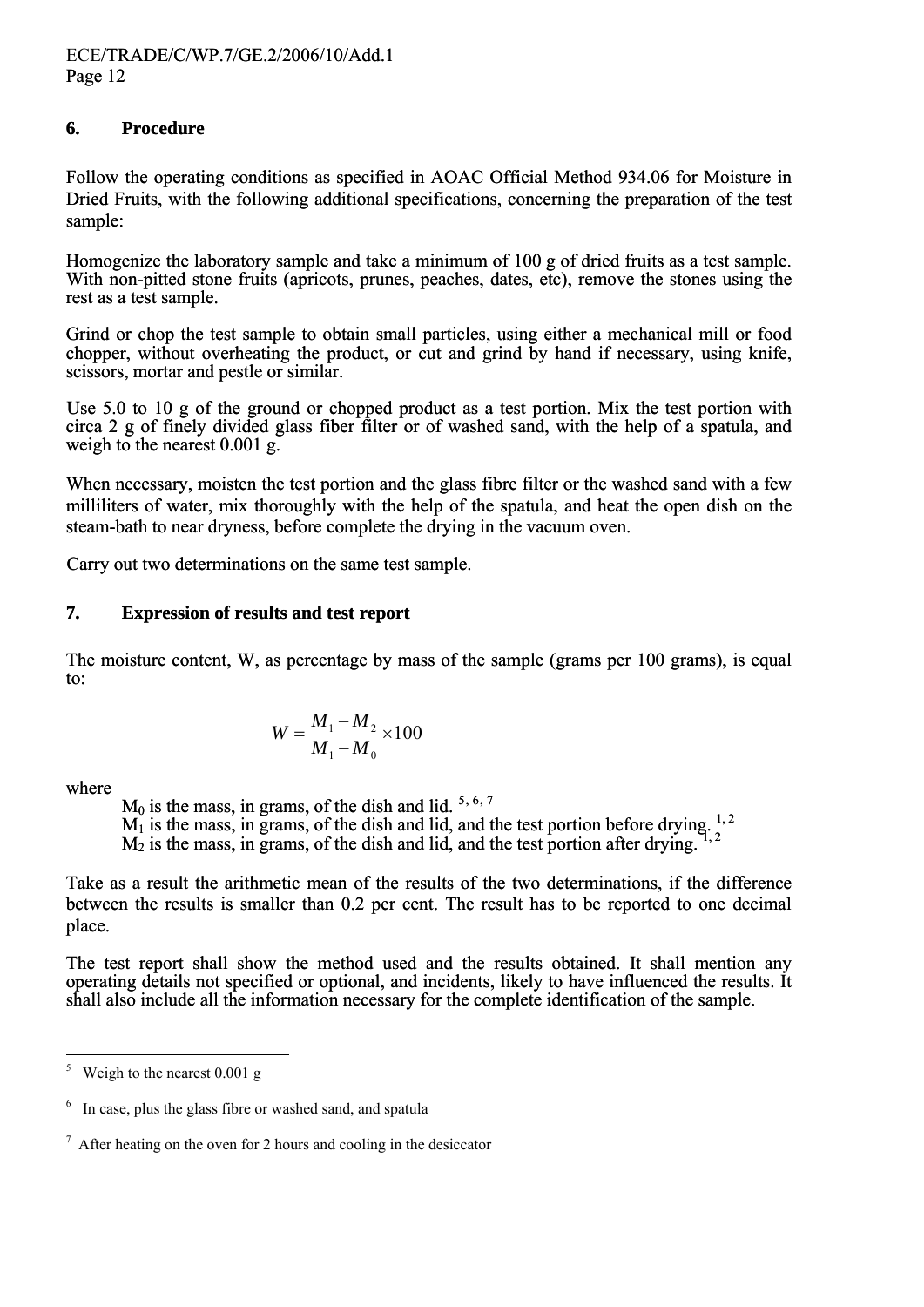## 6. Procedure

Follow the operating conditions as specified in AOAC Official Method 934.06 for Moisture in Dried Fruits, with the following additional specifications, concerning the preparation of the test sample:

Homogenize the laboratory sample and take a minimum of 100 g of dried fruits as a test sample. With non-pitted stone fruits (apricots, prunes, peaches, dates, etc), remove the stones using the rest as a test sample.

Grind or chop the test sample to obtain small particles, using either a mechanical mill or food chopper, without overheating the product, or cut and grind by hand if necessary, using knife, scissors, mortar and pestle or similar.

Use 5.0 to 10 g of the ground or chopped product as a test portion. Mix the test portion with circa 2 g of finely divided glass fiber filter or of washed sand, with the help of a spatula, and weigh to the nearest 0.001 g.

When necessary, moisten the test portion and the glass fibre filter or the washed sand with a few milliliters of water, mix thoroughly with the help of the spatula, and heat the open dish on the steam-bath to near dryness, before complete the drying in the vacuum oven.

Carry out two determinations on the same test sample.

## 7. Expression of results and test report

The moisture content, W, as percentage by mass of the sample (grams per 100 grams), is equal to:

$$W = \frac{M_1 - M_2}{M_1 - M_0} \times 100$$

where

$M_0$ is the mass, in grams, of the dish and lid. [5, 6, 7]
$M_1$ is the mass, in grams, of the dish and lid, and the test portion before drying. [1, 2]
$M_2$ is the mass, in grams, of the dish and lid, and the test portion after drying. [1, 2]

Take as a result the arithmetic mean of the results of the two determinations, if the difference between the results is smaller than 0.2 per cent. The result has to be reported to one decimal place.

The test report shall show the method used and the results obtained. It shall mention any operating details not specified or optional, and incidents, likely to have influenced the results. It shall also include all the information necessary for the complete identification of the sample.

---

[5] Weigh to the nearest 0.001 g

[6] In case, plus the glass fibre or washed sand, and spatula

[7] After heating on the oven for 2 hours and cooling in the desiccator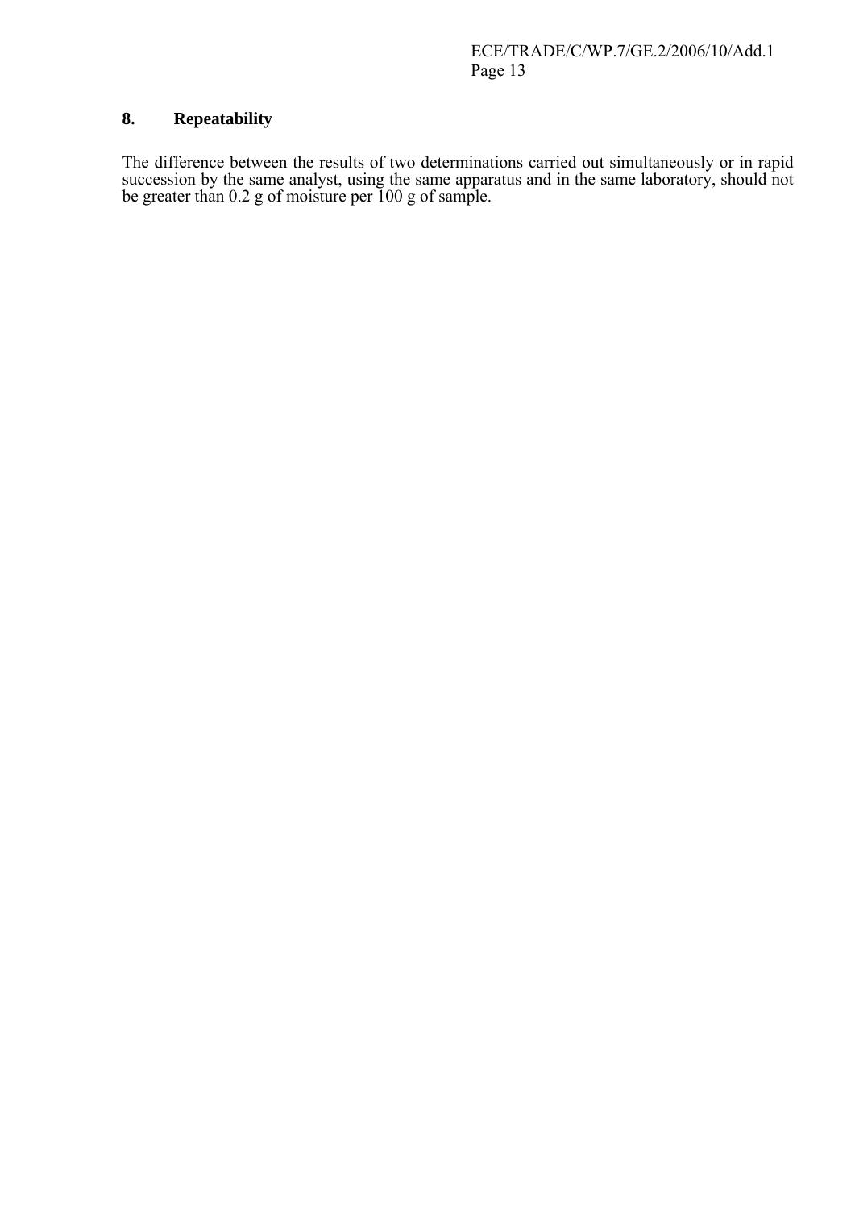## 8. Repeatability

The difference between the results of two determinations carried out simultaneously or in rapid succession by the same analyst, using the same apparatus and in the same laboratory, should not be greater than 0.2 g of moisture per 100 g of sample.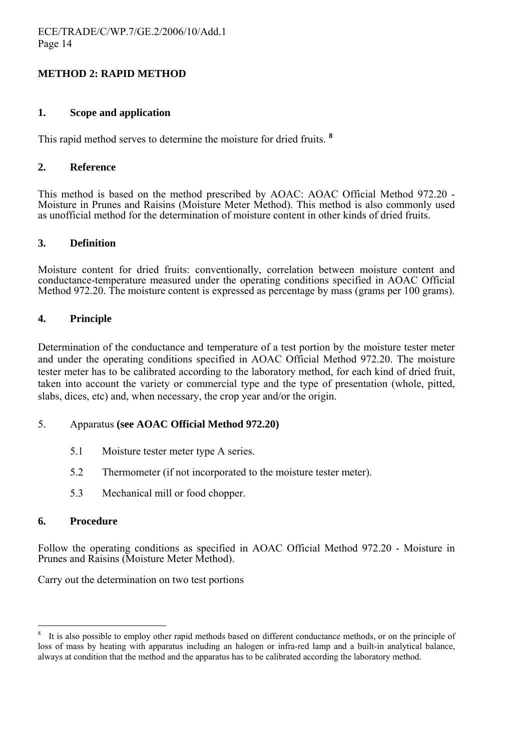## METHOD 2: RAPID METHOD

### 1. Scope and application

This rapid method serves to determine the moisture for dried fruits. [8]

### 2. Reference

This method is based on the method prescribed by AOAC: AOAC Official Method 972.20 - Moisture in Prunes and Raisins (Moisture Meter Method). This method is also commonly used as unofficial method for the determination of moisture content in other kinds of dried fruits.

### 3. Definition

Moisture content for dried fruits: conventionally, correlation between moisture content and conductance-temperature measured under the operating conditions specified in AOAC Official Method 972.20. The moisture content is expressed as percentage by mass (grams per 100 grams).

### 4. Principle

Determination of the conductance and temperature of a test portion by the moisture tester meter and under the operating conditions specified in AOAC Official Method 972.20. The moisture tester meter has to be calibrated according to the laboratory method, for each kind of dried fruit, taken into account the variety or commercial type and the type of presentation (whole, pitted, slabs, dices, etc) and, when necessary, the crop year and/or the origin.

### 5. Apparatus **(see AOAC Official Method 972.20)**

5.1 Moisture tester meter type A series.

5.2 Thermometer (if not incorporated to the moisture tester meter).

5.3 Mechanical mill or food chopper.

### 6. Procedure

Follow the operating conditions as specified in AOAC Official Method 972.20 - Moisture in Prunes and Raisins (Moisture Meter Method).

Carry out the determination on two test portions

---

[8] It is also possible to employ other rapid methods based on different conductance methods, or on the principle of loss of mass by heating with apparatus including an halogen or infra-red lamp and a built-in analytical balance, always at condition that the method and the apparatus has to be calibrated according the laboratory method.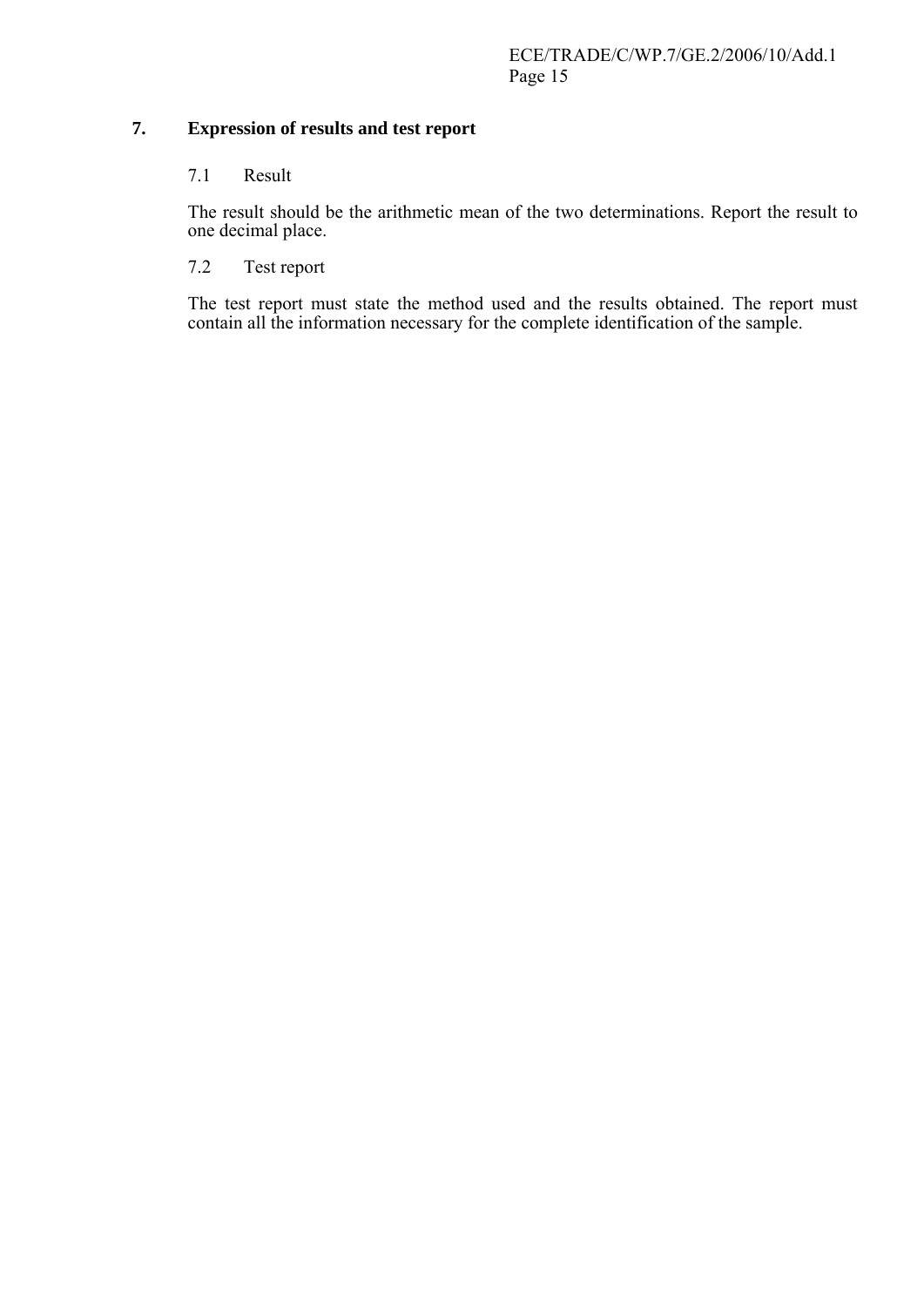## 7. Expression of results and test report

### 7.1 Result

The result should be the arithmetic mean of the two determinations. Report the result to one decimal place.

### 7.2 Test report

The test report must state the method used and the results obtained. The report must contain all the information necessary for the complete identification of the sample.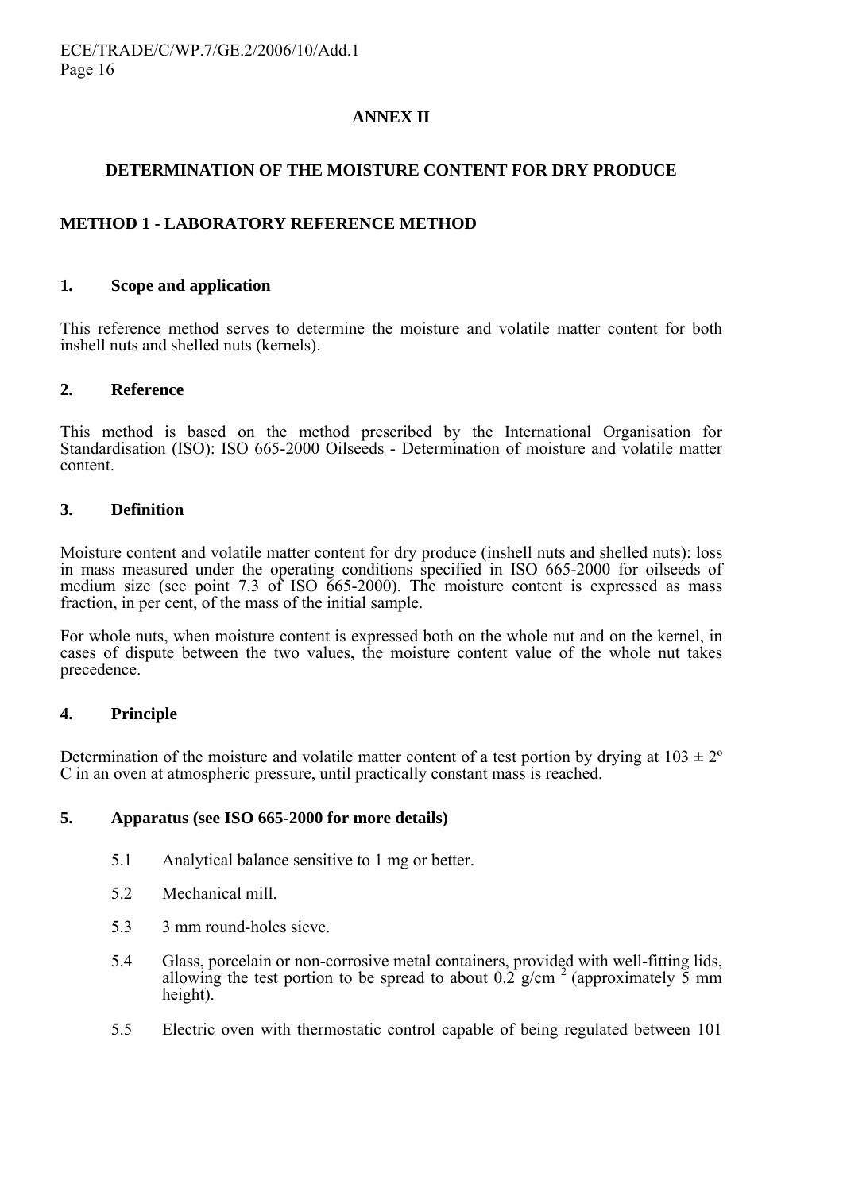# ANNEX II

## DETERMINATION OF THE MOISTURE CONTENT FOR DRY PRODUCE

## METHOD 1 - LABORATORY REFERENCE METHOD

### 1. Scope and application

This reference method serves to determine the moisture and volatile matter content for both inshell nuts and shelled nuts (kernels).

### 2. Reference

This method is based on the method prescribed by the International Organisation for Standardisation (ISO): ISO 665-2000 Oilseeds - Determination of moisture and volatile matter content.

### 3. Definition

Moisture content and volatile matter content for dry produce (inshell nuts and shelled nuts): loss in mass measured under the operating conditions specified in ISO 665-2000 for oilseeds of medium size (see point 7.3 of ISO 665-2000). The moisture content is expressed as mass fraction, in per cent, of the mass of the initial sample.

For whole nuts, when moisture content is expressed both on the whole nut and on the kernel, in cases of dispute between the two values, the moisture content value of the whole nut takes precedence.

### 4. Principle

Determination of the moisture and volatile matter content of a test portion by drying at 103 ± 2º C in an oven at atmospheric pressure, until practically constant mass is reached.

### 5. Apparatus (see ISO 665-2000 for more details)

5.1 Analytical balance sensitive to 1 mg or better.

5.2 Mechanical mill.

5.3 3 mm round-holes sieve.

5.4 Glass, porcelain or non-corrosive metal containers, provided with well-fitting lids, allowing the test portion to be spread to about 0.2 g/cm $^2$ (approximately 5 mm height).

5.5 Electric oven with thermostatic control capable of being regulated between 101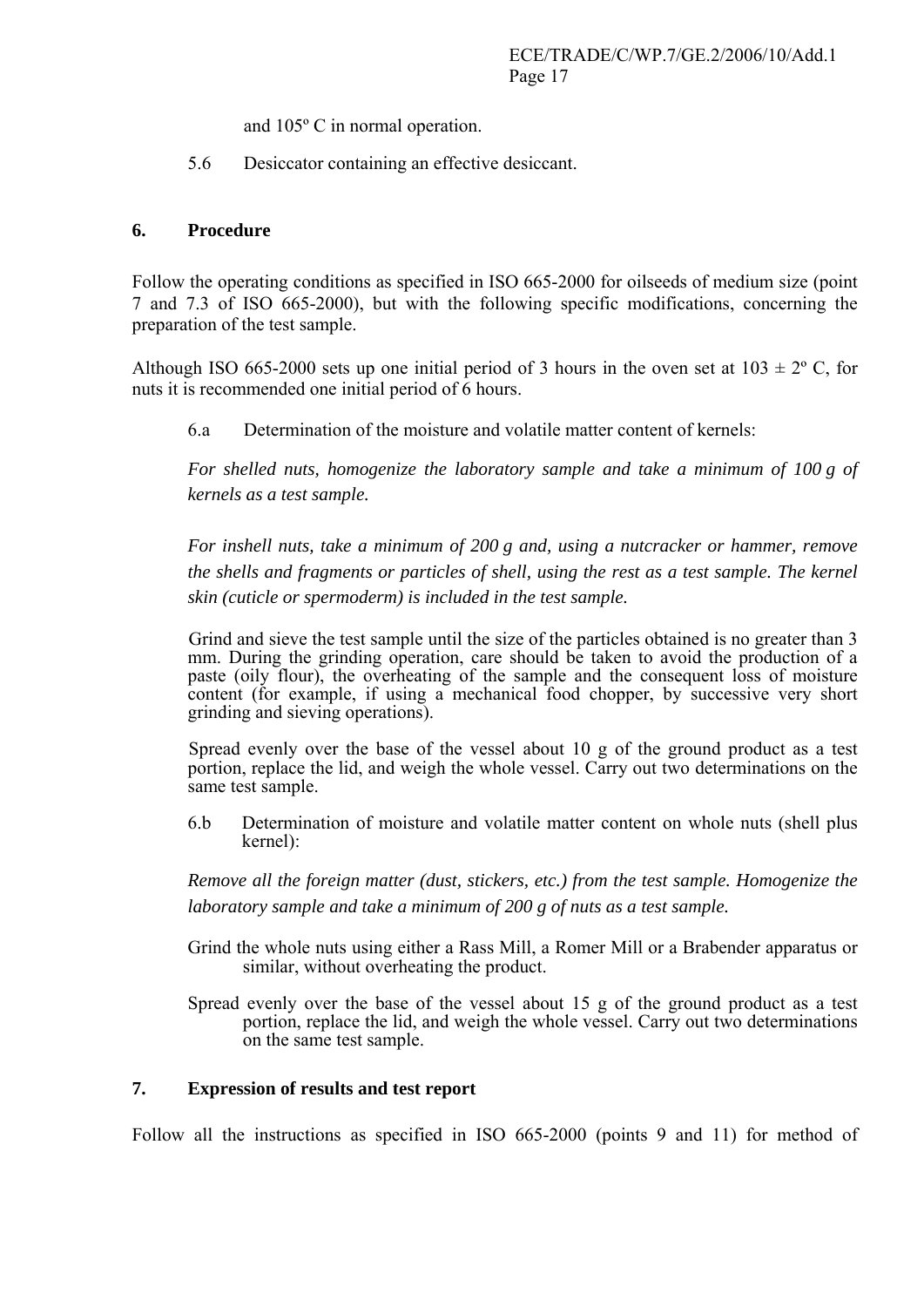and 105º C in normal operation.

5.6 Desiccator containing an effective desiccant.

## 6. Procedure

Follow the operating conditions as specified in ISO 665-2000 for oilseeds of medium size (point 7 and 7.3 of ISO 665-2000), but with the following specific modifications, concerning the preparation of the test sample.

Although ISO 665-2000 sets up one initial period of 3 hours in the oven set at 103 ± 2º C, for nuts it is recommended one initial period of 6 hours.

6.a Determination of the moisture and volatile matter content of kernels:

*For shelled nuts, homogenize the laboratory sample and take a minimum of 100 g of kernels as a test sample.*

*For inshell nuts, take a minimum of 200 g and, using a nutcracker or hammer, remove the shells and fragments or particles of shell, using the rest as a test sample. The kernel skin (cuticle or spermoderm) is included in the test sample.*

Grind and sieve the test sample until the size of the particles obtained is no greater than 3 mm. During the grinding operation, care should be taken to avoid the production of a paste (oily flour), the overheating of the sample and the consequent loss of moisture content (for example, if using a mechanical food chopper, by successive very short grinding and sieving operations).

Spread evenly over the base of the vessel about 10 g of the ground product as a test portion, replace the lid, and weigh the whole vessel. Carry out two determinations on the same test sample.

6.b Determination of moisture and volatile matter content on whole nuts (shell plus kernel):

*Remove all the foreign matter (dust, stickers, etc.) from the test sample. Homogenize the laboratory sample and take a minimum of 200 g of nuts as a test sample.*

Grind the whole nuts using either a Rass Mill, a Romer Mill or a Brabender apparatus or similar, without overheating the product.

Spread evenly over the base of the vessel about 15 g of the ground product as a test portion, replace the lid, and weigh the whole vessel. Carry out two determinations on the same test sample.

## 7. Expression of results and test report

Follow all the instructions as specified in ISO 665-2000 (points 9 and 11) for method of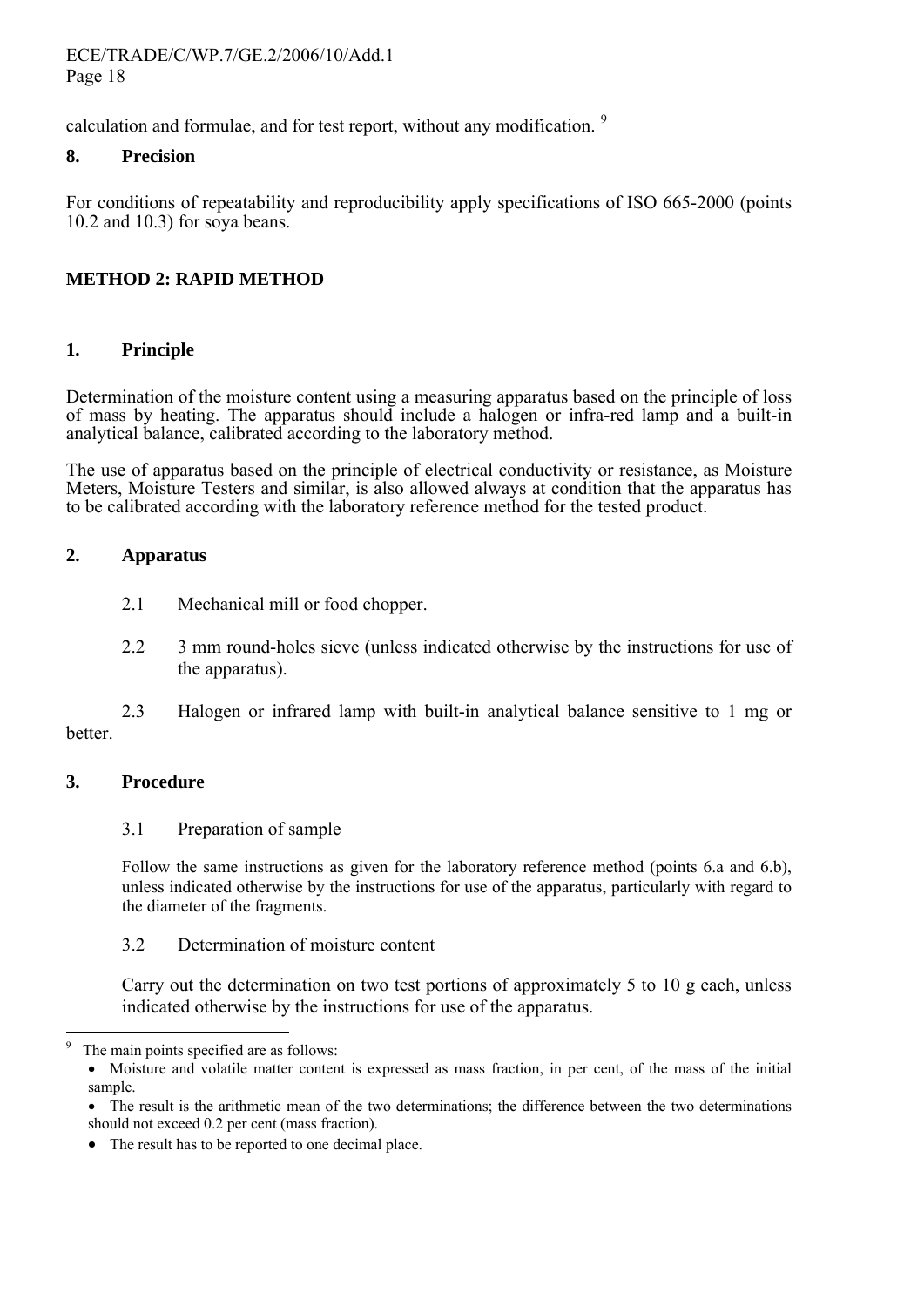calculation and formulae, and for test report, without any modification. [9]

**8. Precision**

For conditions of repeatability and reproducibility apply specifications of ISO 665-2000 (points 10.2 and 10.3) for soya beans.

**METHOD 2: RAPID METHOD**

**1. Principle**

Determination of the moisture content using a measuring apparatus based on the principle of loss of mass by heating. The apparatus should include a halogen or infra-red lamp and a built-in analytical balance, calibrated according to the laboratory method.

The use of apparatus based on the principle of electrical conductivity or resistance, as Moisture Meters, Moisture Testers and similar, is also allowed always at condition that the apparatus has to be calibrated according with the laboratory reference method for the tested product.

**2. Apparatus**

2.1 Mechanical mill or food chopper.

2.2 3 mm round-holes sieve (unless indicated otherwise by the instructions for use of the apparatus).

2.3 Halogen or infrared lamp with built-in analytical balance sensitive to 1 mg or better.

**3. Procedure**

3.1 Preparation of sample

Follow the same instructions as given for the laboratory reference method (points 6.a and 6.b), unless indicated otherwise by the instructions for use of the apparatus, particularly with regard to the diameter of the fragments.

3.2 Determination of moisture content

Carry out the determination on two test portions of approximately 5 to 10 g each, unless indicated otherwise by the instructions for use of the apparatus.

---

[9] The main points specified are as follows:

- Moisture and volatile matter content is expressed as mass fraction, in per cent, of the mass of the initial sample.
- The result is the arithmetic mean of the two determinations; the difference between the two determinations should not exceed 0.2 per cent (mass fraction).
- The result has to be reported to one decimal place.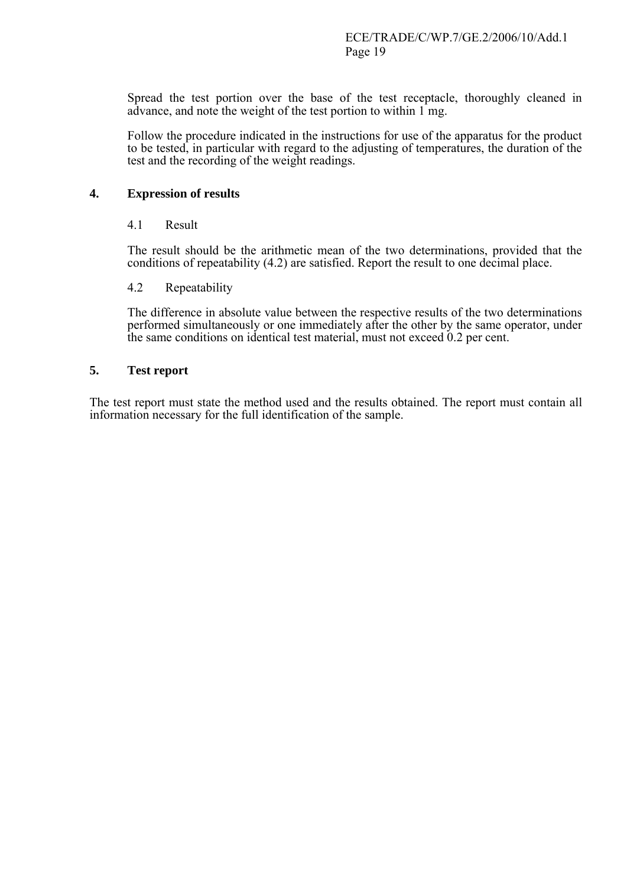Spread the test portion over the base of the test receptacle, thoroughly cleaned in advance, and note the weight of the test portion to within 1 mg.

Follow the procedure indicated in the instructions for use of the apparatus for the product to be tested, in particular with regard to the adjusting of temperatures, the duration of the test and the recording of the weight readings.

## 4. Expression of results

### 4.1 Result

The result should be the arithmetic mean of the two determinations, provided that the conditions of repeatability (4.2) are satisfied. Report the result to one decimal place.

### 4.2 Repeatability

The difference in absolute value between the respective results of the two determinations performed simultaneously or one immediately after the other by the same operator, under the same conditions on identical test material, must not exceed 0.2 per cent.

## 5. Test report

The test report must state the method used and the results obtained. The report must contain all information necessary for the full identification of the sample.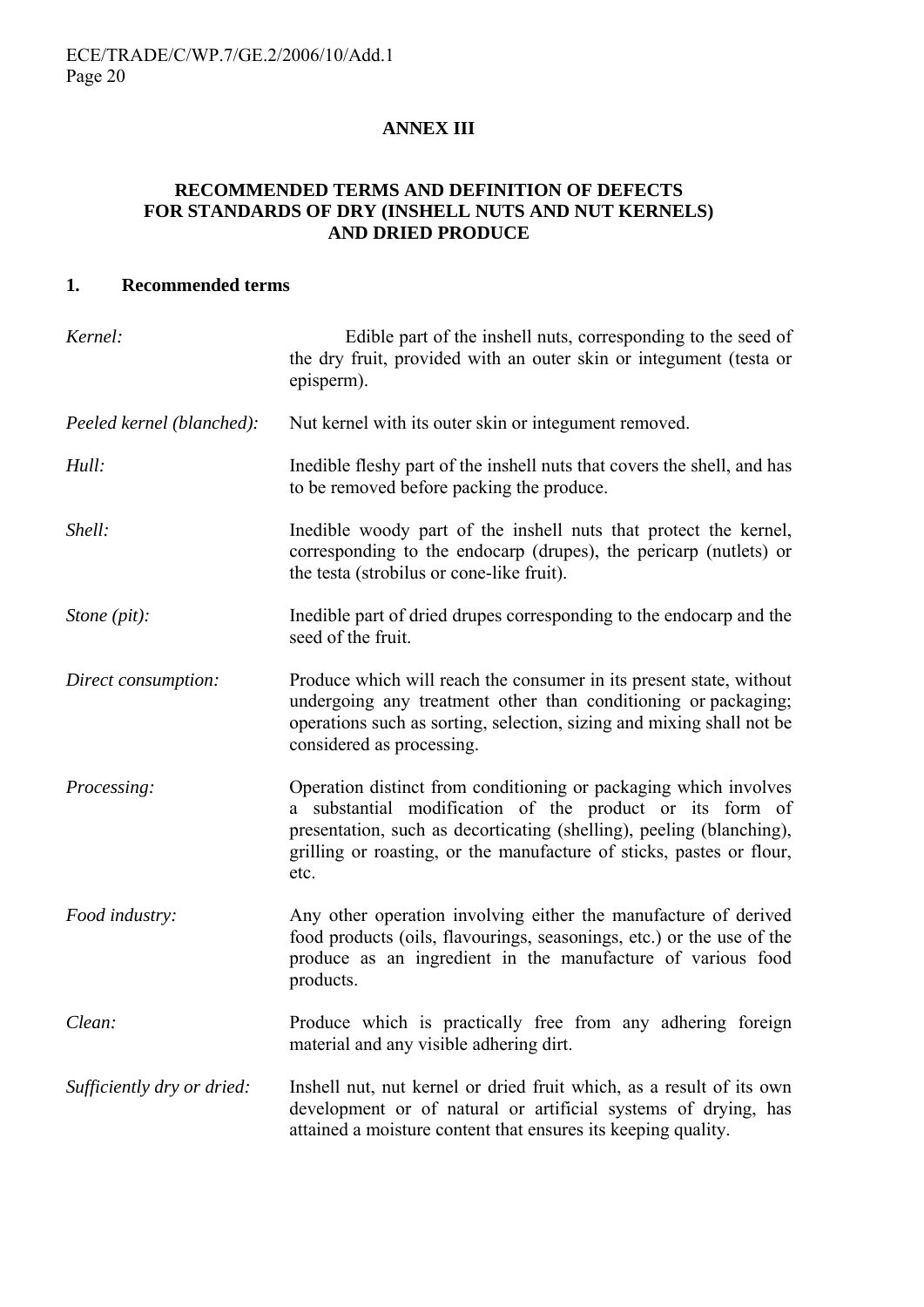# ANNEX III

## RECOMMENDED TERMS AND DEFINITION OF DEFECTS FOR STANDARDS OF DRY (INSHELL NUTS AND NUT KERNELS) AND DRIED PRODUCE

### 1. Recommended terms

*Kernel:* Edible part of the inshell nuts, corresponding to the seed of the dry fruit, provided with an outer skin or integument (testa or episperm).

*Peeled kernel (blanched):* Nut kernel with its outer skin or integument removed.

*Hull:* Inedible fleshy part of the inshell nuts that covers the shell, and has to be removed before packing the produce.

*Shell:* Inedible woody part of the inshell nuts that protect the kernel, corresponding to the endocarp (drupes), the pericarp (nutlets) or the testa (strobilus or cone-like fruit).

*Stone (pit):* Inedible part of dried drupes corresponding to the endocarp and the seed of the fruit.

*Direct consumption:* Produce which will reach the consumer in its present state, without undergoing any treatment other than conditioning or packaging; operations such as sorting, selection, sizing and mixing shall not be considered as processing.

*Processing:* Operation distinct from conditioning or packaging which involves a substantial modification of the product or its form of presentation, such as decorticating (shelling), peeling (blanching), grilling or roasting, or the manufacture of sticks, pastes or flour, etc.

*Food industry:* Any other operation involving either the manufacture of derived food products (oils, flavourings, seasonings, etc.) or the use of the produce as an ingredient in the manufacture of various food products.

*Clean:* Produce which is practically free from any adhering foreign material and any visible adhering dirt.

*Sufficiently dry or dried:* Inshell nut, nut kernel or dried fruit which, as a result of its own development or of natural or artificial systems of drying, has attained a moisture content that ensures its keeping quality.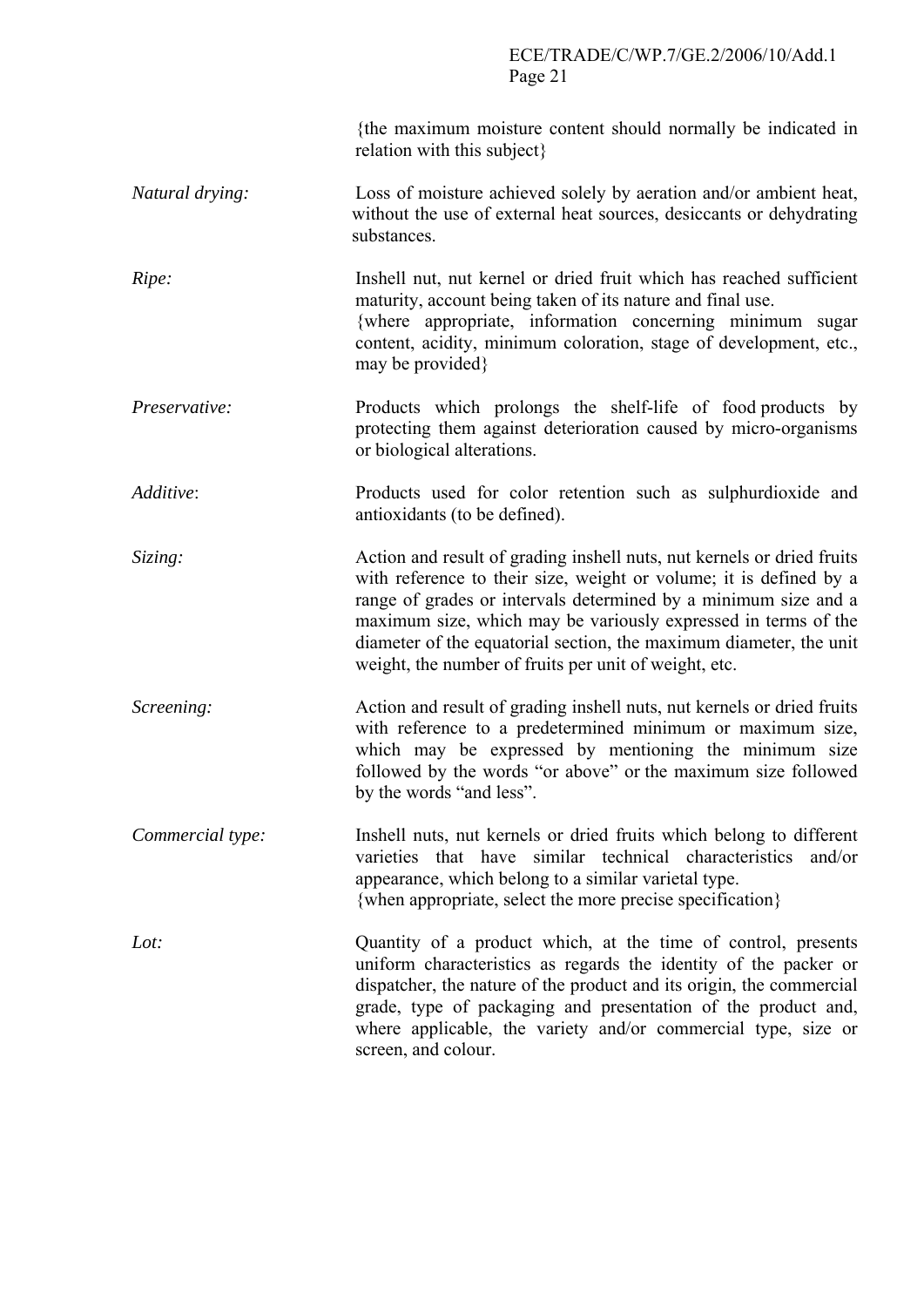{the maximum moisture content should normally be indicated in relation with this subject}

*Natural drying:* Loss of moisture achieved solely by aeration and/or ambient heat, without the use of external heat sources, desiccants or dehydrating substances.

*Ripe:* Inshell nut, nut kernel or dried fruit which has reached sufficient maturity, account being taken of its nature and final use.
{where appropriate, information concerning minimum sugar content, acidity, minimum coloration, stage of development, etc., may be provided}

*Preservative:* Products which prolongs the shelf-life of food products by protecting them against deterioration caused by micro-organisms or biological alterations.

*Additive*: Products used for color retention such as sulphurdioxide and antioxidants (to be defined).

*Sizing:* Action and result of grading inshell nuts, nut kernels or dried fruits with reference to their size, weight or volume; it is defined by a range of grades or intervals determined by a minimum size and a maximum size, which may be variously expressed in terms of the diameter of the equatorial section, the maximum diameter, the unit weight, the number of fruits per unit of weight, etc.

*Screening:* Action and result of grading inshell nuts, nut kernels or dried fruits with reference to a predetermined minimum or maximum size, which may be expressed by mentioning the minimum size followed by the words "or above" or the maximum size followed by the words "and less".

*Commercial type:* Inshell nuts, nut kernels or dried fruits which belong to different varieties that have similar technical characteristics and/or appearance, which belong to a similar varietal type.
{when appropriate, select the more precise specification}

*Lot:* Quantity of a product which, at the time of control, presents uniform characteristics as regards the identity of the packer or dispatcher, the nature of the product and its origin, the commercial grade, type of packaging and presentation of the product and, where applicable, the variety and/or commercial type, size or screen, and colour.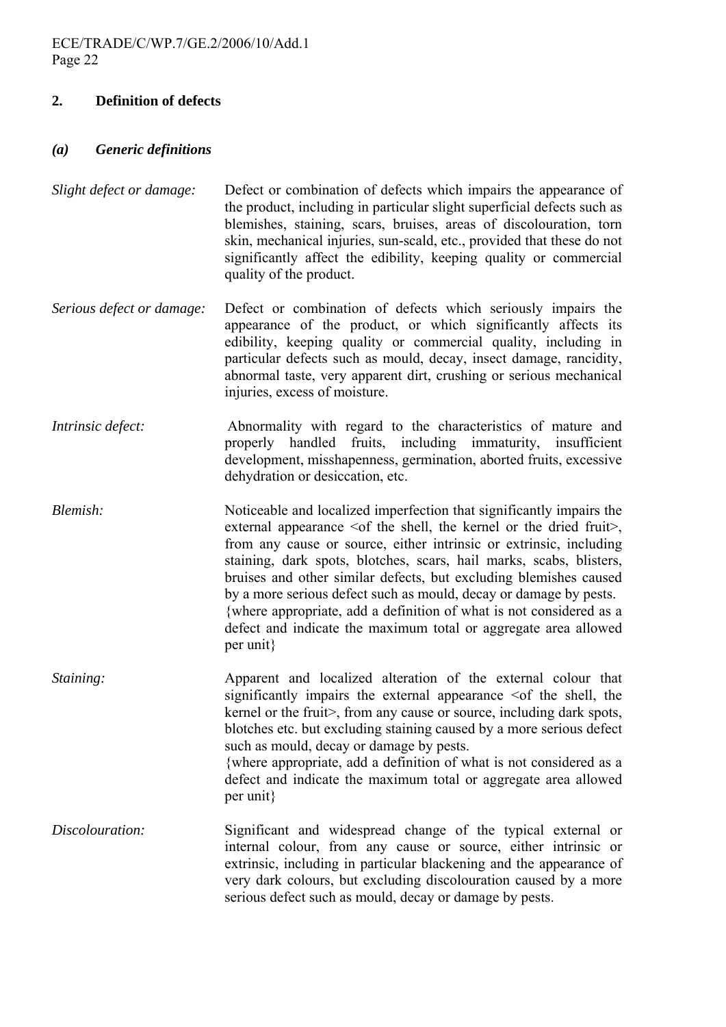## 2. Definition of defects

### *(a) Generic definitions*

*Slight defect or damage:* Defect or combination of defects which impairs the appearance of the product, including in particular slight superficial defects such as blemishes, staining, scars, bruises, areas of discolouration, torn skin, mechanical injuries, sun-scald, etc., provided that these do not significantly affect the edibility, keeping quality or commercial quality of the product.

*Serious defect or damage:* Defect or combination of defects which seriously impairs the appearance of the product, or which significantly affects its edibility, keeping quality or commercial quality, including in particular defects such as mould, decay, insect damage, rancidity, abnormal taste, very apparent dirt, crushing or serious mechanical injuries, excess of moisture.

*Intrinsic defect:* Abnormality with regard to the characteristics of mature and properly handled fruits, including immaturity, insufficient development, misshapenness, germination, aborted fruits, excessive dehydration or desiccation, etc.

*Blemish:* Noticeable and localized imperfection that significantly impairs the external appearance <of the shell, the kernel or the dried fruit>, from any cause or source, either intrinsic or extrinsic, including staining, dark spots, blotches, scars, hail marks, scabs, blisters, bruises and other similar defects, but excluding blemishes caused by a more serious defect such as mould, decay or damage by pests.
{where appropriate, add a definition of what is not considered as a defect and indicate the maximum total or aggregate area allowed per unit}

*Staining:* Apparent and localized alteration of the external colour that significantly impairs the external appearance <of the shell, the kernel or the fruit>, from any cause or source, including dark spots, blotches etc. but excluding staining caused by a more serious defect such as mould, decay or damage by pests.
{where appropriate, add a definition of what is not considered as a defect and indicate the maximum total or aggregate area allowed per unit}

*Discolouration:* Significant and widespread change of the typical external or internal colour, from any cause or source, either intrinsic or extrinsic, including in particular blackening and the appearance of very dark colours, but excluding discolouration caused by a more serious defect such as mould, decay or damage by pests.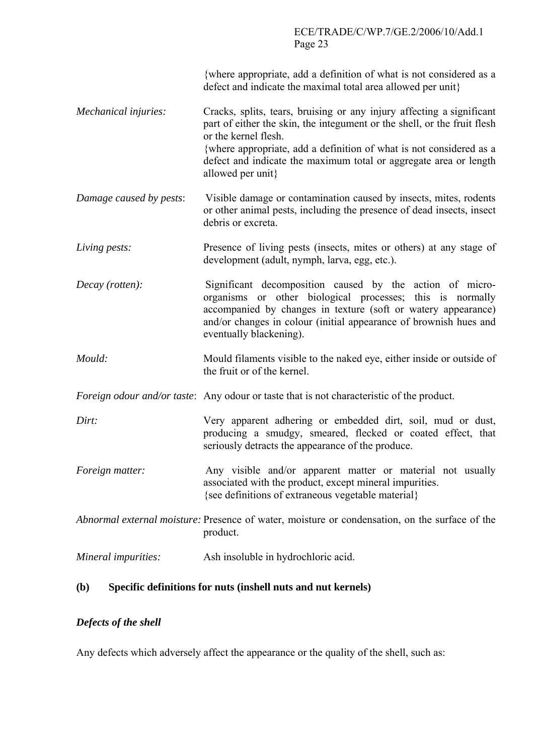{where appropriate, add a definition of what is not considered as a defect and indicate the maximal total area allowed per unit}

*Mechanical injuries:* Cracks, splits, tears, bruising or any injury affecting a significant part of either the skin, the integument or the shell, or the fruit flesh or the kernel flesh.
{where appropriate, add a definition of what is not considered as a defect and indicate the maximum total or aggregate area or length allowed per unit}

*Damage caused by pests*: Visible damage or contamination caused by insects, mites, rodents or other animal pests, including the presence of dead insects, insect debris or excreta.

*Living pests:* Presence of living pests (insects, mites or others) at any stage of development (adult, nymph, larva, egg, etc.).

*Decay (rotten):* Significant decomposition caused by the action of micro-organisms or other biological processes; this is normally accompanied by changes in texture (soft or watery appearance) and/or changes in colour (initial appearance of brownish hues and eventually blackening).

*Mould:* Mould filaments visible to the naked eye, either inside or outside of the fruit or of the kernel.

*Foreign odour and/or taste*: Any odour or taste that is not characteristic of the product.

*Dirt:* Very apparent adhering or embedded dirt, soil, mud or dust, producing a smudgy, smeared, flecked or coated effect, that seriously detracts the appearance of the produce.

*Foreign matter:* Any visible and/or apparent matter or material not usually associated with the product, except mineral impurities.
{see definitions of extraneous vegetable material}

*Abnormal external moisture:* Presence of water, moisture or condensation, on the surface of the product.

*Mineral impurities:* Ash insoluble in hydrochloric acid.

**(b) Specific definitions for nuts (inshell nuts and nut kernels)**

***Defects of the shell***

Any defects which adversely affect the appearance or the quality of the shell, such as: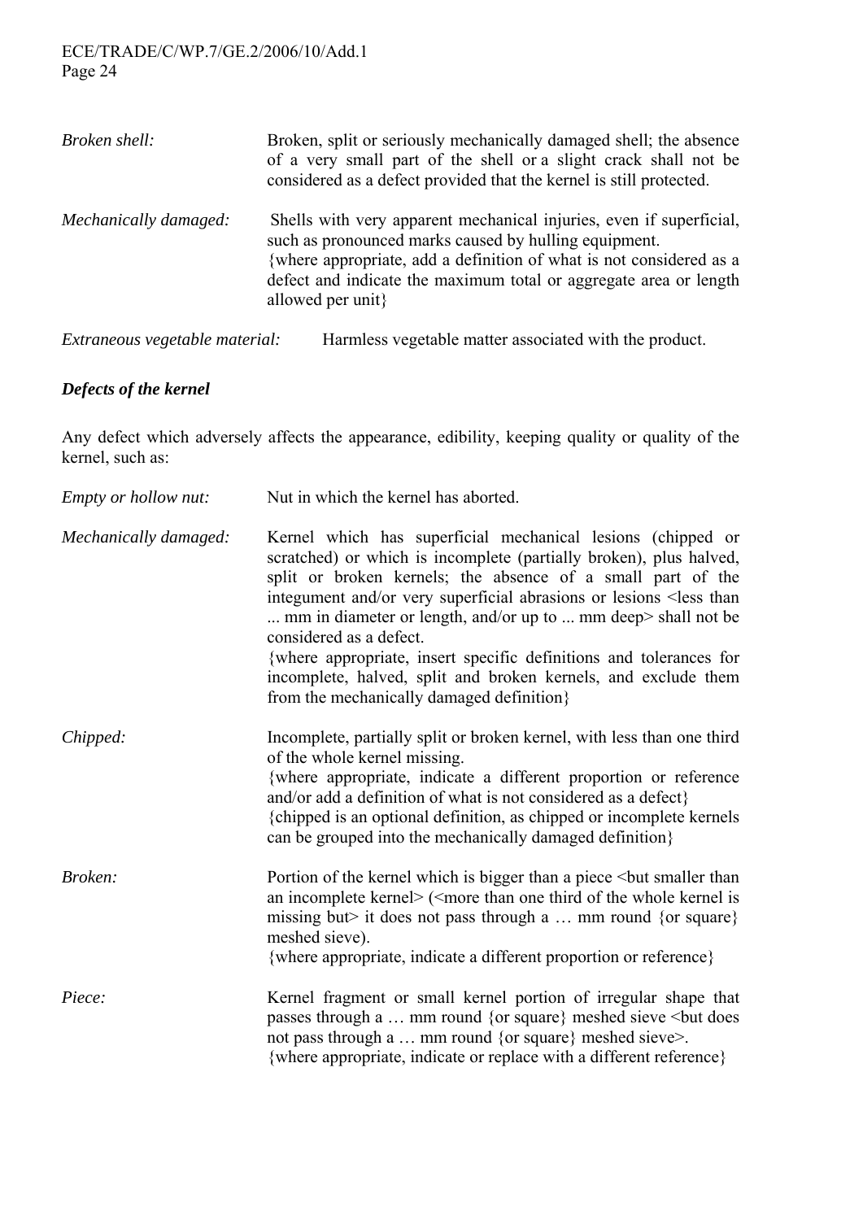*Broken shell:* Broken, split or seriously mechanically damaged shell; the absence of a very small part of the shell or a slight crack shall not be considered as a defect provided that the kernel is still protected.

*Mechanically damaged:* Shells with very apparent mechanical injuries, even if superficial, such as pronounced marks caused by hulling equipment.
{where appropriate, add a definition of what is not considered as a defect and indicate the maximum total or aggregate area or length allowed per unit}

*Extraneous vegetable material:* Harmless vegetable matter associated with the product.

***Defects of the kernel***

Any defect which adversely affects the appearance, edibility, keeping quality or quality of the kernel, such as:

*Empty or hollow nut:* Nut in which the kernel has aborted.

*Mechanically damaged:* Kernel which has superficial mechanical lesions (chipped or scratched) or which is incomplete (partially broken), plus halved, split or broken kernels; the absence of a small part of the integument and/or very superficial abrasions or lesions <less than ... mm in diameter or length, and/or up to ... mm deep> shall not be considered as a defect.
{where appropriate, insert specific definitions and tolerances for incomplete, halved, split and broken kernels, and exclude them from the mechanically damaged definition}

*Chipped:* Incomplete, partially split or broken kernel, with less than one third of the whole kernel missing.
{where appropriate, indicate a different proportion or reference and/or add a definition of what is not considered as a defect}
{chipped is an optional definition, as chipped or incomplete kernels can be grouped into the mechanically damaged definition}

*Broken:* Portion of the kernel which is bigger than a piece <but smaller than an incomplete kernel> (<more than one third of the whole kernel is missing but> it does not pass through a … mm round {or square} meshed sieve).
{where appropriate, indicate a different proportion or reference}

*Piece:* Kernel fragment or small kernel portion of irregular shape that passes through a … mm round {or square} meshed sieve <but does not pass through a … mm round {or square} meshed sieve>.
{where appropriate, indicate or replace with a different reference}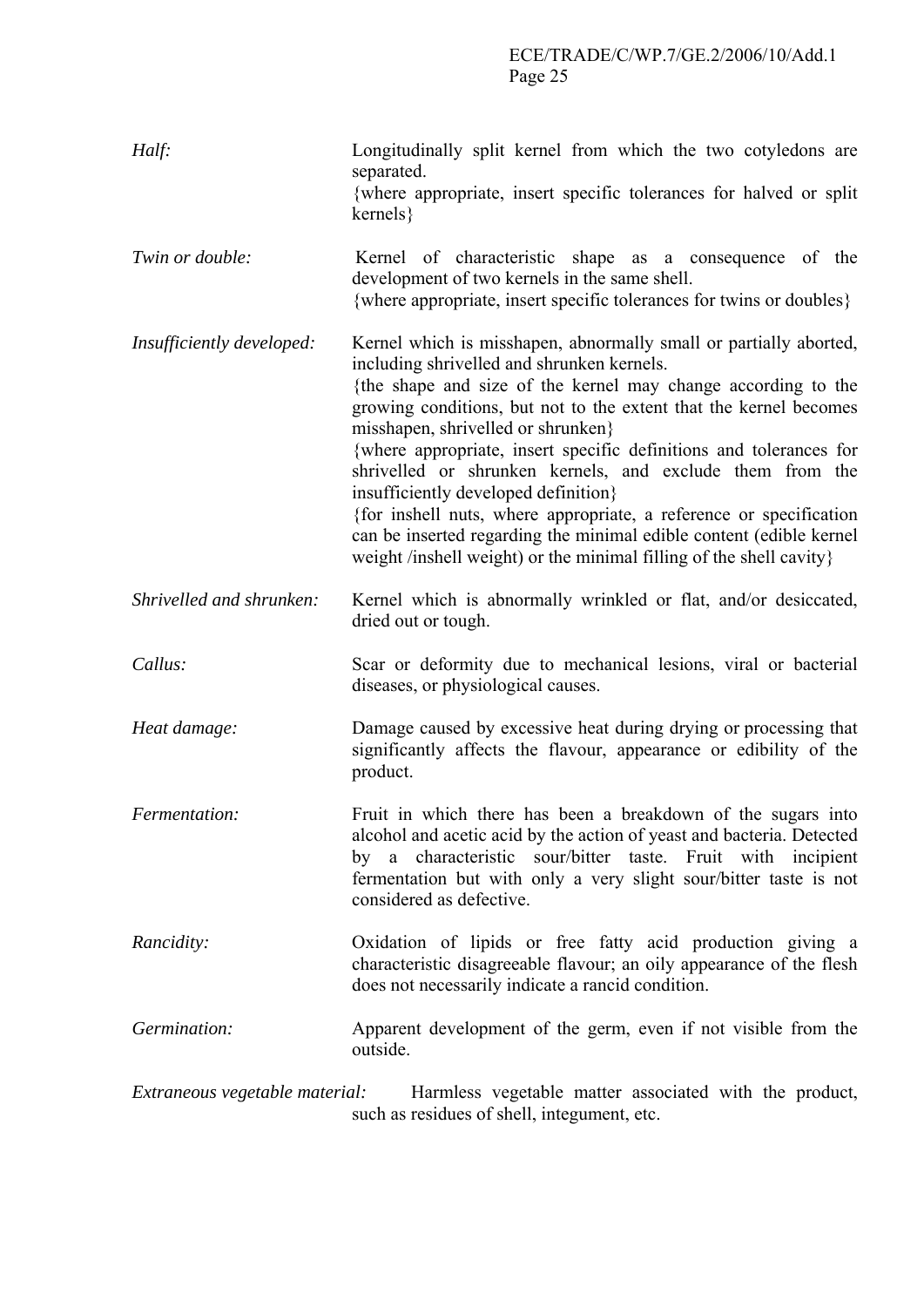*Half:* Longitudinally split kernel from which the two cotyledons are separated.
{where appropriate, insert specific tolerances for halved or split kernels}

*Twin or double:* Kernel of characteristic shape as a consequence of the development of two kernels in the same shell.
{where appropriate, insert specific tolerances for twins or doubles}

*Insufficiently developed:* Kernel which is misshapen, abnormally small or partially aborted, including shrivelled and shrunken kernels.
{the shape and size of the kernel may change according to the growing conditions, but not to the extent that the kernel becomes misshapen, shrivelled or shrunken}
{where appropriate, insert specific definitions and tolerances for shrivelled or shrunken kernels, and exclude them from the insufficiently developed definition}
{for inshell nuts, where appropriate, a reference or specification can be inserted regarding the minimal edible content (edible kernel weight /inshell weight) or the minimal filling of the shell cavity}

*Shrivelled and shrunken:* Kernel which is abnormally wrinkled or flat, and/or desiccated, dried out or tough.

*Callus:* Scar or deformity due to mechanical lesions, viral or bacterial diseases, or physiological causes.

*Heat damage:* Damage caused by excessive heat during drying or processing that significantly affects the flavour, appearance or edibility of the product.

*Fermentation:* Fruit in which there has been a breakdown of the sugars into alcohol and acetic acid by the action of yeast and bacteria. Detected by a characteristic sour/bitter taste. Fruit with incipient fermentation but with only a very slight sour/bitter taste is not considered as defective.

*Rancidity:* Oxidation of lipids or free fatty acid production giving a characteristic disagreeable flavour; an oily appearance of the flesh does not necessarily indicate a rancid condition.

*Germination:* Apparent development of the germ, even if not visible from the outside.

*Extraneous vegetable material:* Harmless vegetable matter associated with the product, such as residues of shell, integument, etc.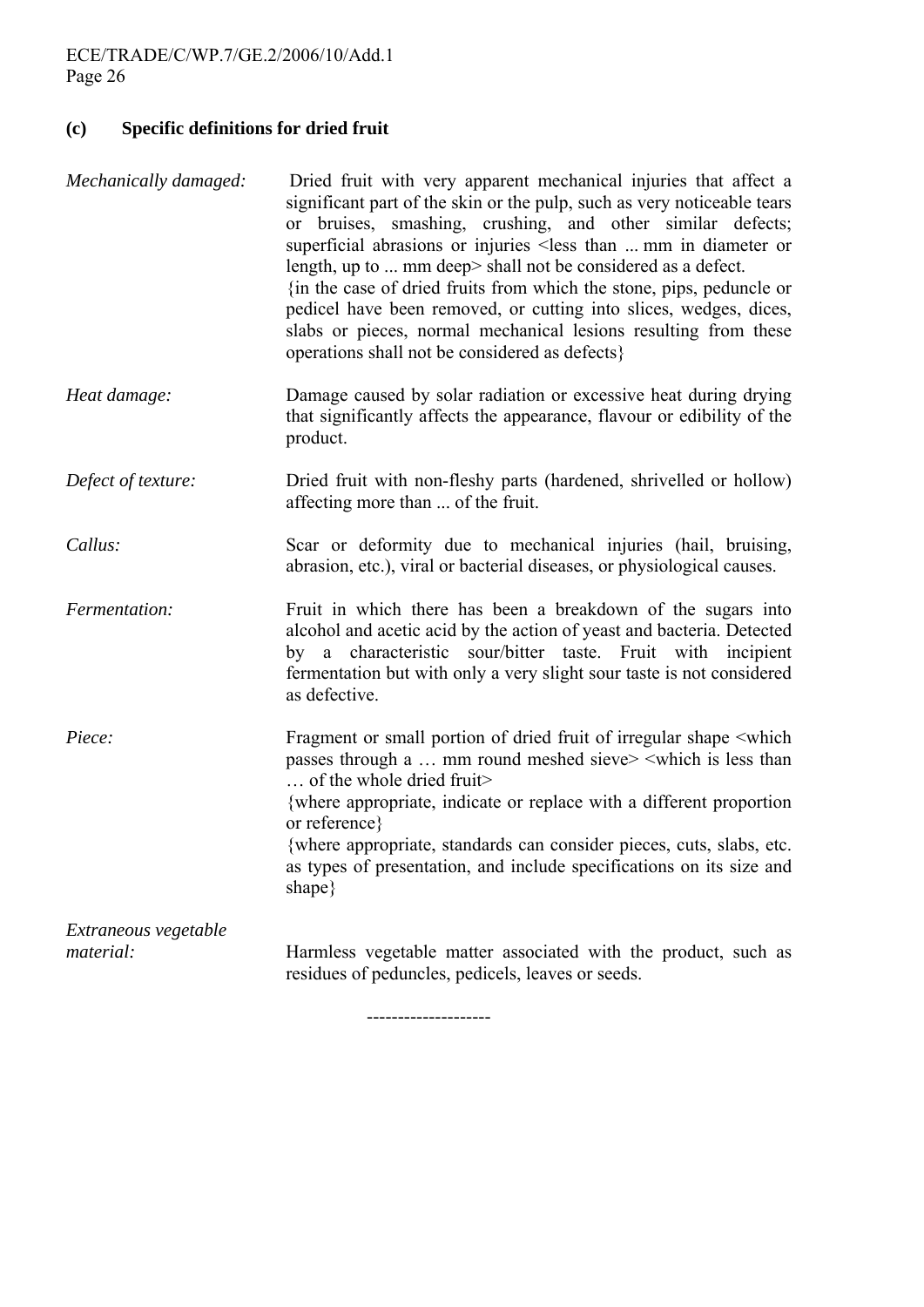### (c) Specific definitions for dried fruit

*Mechanically damaged:* Dried fruit with very apparent mechanical injuries that affect a significant part of the skin or the pulp, such as very noticeable tears or bruises, smashing, crushing, and other similar defects; superficial abrasions or injuries <less than ... mm in diameter or length, up to ... mm deep> shall not be considered as a defect.
{in the case of dried fruits from which the stone, pips, peduncle or pedicel have been removed, or cutting into slices, wedges, dices, slabs or pieces, normal mechanical lesions resulting from these operations shall not be considered as defects}

*Heat damage:* Damage caused by solar radiation or excessive heat during drying that significantly affects the appearance, flavour or edibility of the product.

*Defect of texture:* Dried fruit with non-fleshy parts (hardened, shrivelled or hollow) affecting more than ... of the fruit.

*Callus:* Scar or deformity due to mechanical injuries (hail, bruising, abrasion, etc.), viral or bacterial diseases, or physiological causes.

*Fermentation:* Fruit in which there has been a breakdown of the sugars into alcohol and acetic acid by the action of yeast and bacteria. Detected by a characteristic sour/bitter taste. Fruit with incipient fermentation but with only a very slight sour taste is not considered as defective.

*Piece:* Fragment or small portion of dried fruit of irregular shape <which passes through a … mm round meshed sieve> <which is less than … of the whole dried fruit>
{where appropriate, indicate or replace with a different proportion or reference}
{where appropriate, standards can consider pieces, cuts, slabs, etc. as types of presentation, and include specifications on its size and shape}

*Extraneous vegetable material:* Harmless vegetable matter associated with the product, such as residues of peduncles, pedicels, leaves or seeds.

-------------------